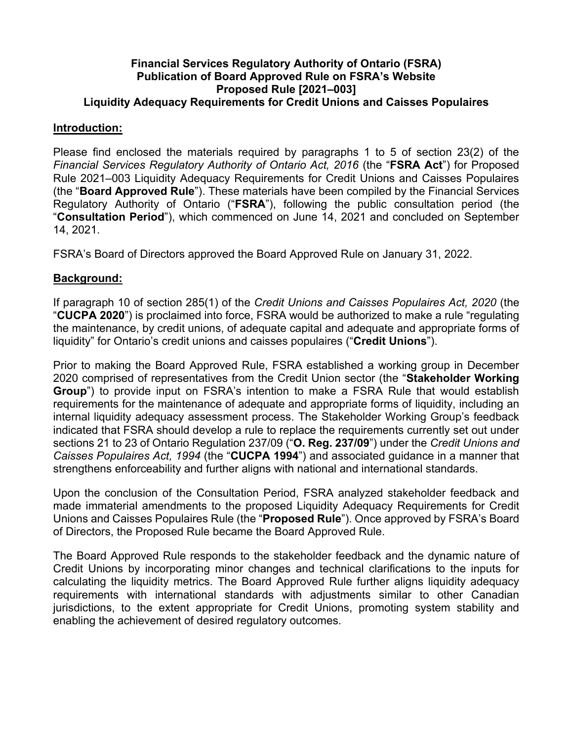**Financial Services Regulatory Authority of Ontario (FSRA)**
**Publication of Board Approved Rule on FSRA's Website**
**Proposed Rule [2021–003]**
**Liquidity Adequacy Requirements for Credit Unions and Caisses Populaires**

## Introduction:

Please find enclosed the materials required by paragraphs 1 to 5 of section 23(2) of the *Financial Services Regulatory Authority of Ontario Act, 2016* (the "**FSRA Act**") for Proposed Rule 2021–003 Liquidity Adequacy Requirements for Credit Unions and Caisses Populaires (the "**Board Approved Rule**"). These materials have been compiled by the Financial Services Regulatory Authority of Ontario ("**FSRA**"), following the public consultation period (the "**Consultation Period**"), which commenced on June 14, 2021 and concluded on September 14, 2021.

FSRA's Board of Directors approved the Board Approved Rule on January 31, 2022.

## Background:

If paragraph 10 of section 285(1) of the *Credit Unions and Caisses Populaires Act, 2020* (the "**CUCPA 2020**") is proclaimed into force, FSRA would be authorized to make a rule "regulating the maintenance, by credit unions, of adequate capital and adequate and appropriate forms of liquidity" for Ontario's credit unions and caisses populaires ("**Credit Unions**").

Prior to making the Board Approved Rule, FSRA established a working group in December 2020 comprised of representatives from the Credit Union sector (the "**Stakeholder Working Group**") to provide input on FSRA's intention to make a FSRA Rule that would establish requirements for the maintenance of adequate and appropriate forms of liquidity, including an internal liquidity adequacy assessment process. The Stakeholder Working Group's feedback indicated that FSRA should develop a rule to replace the requirements currently set out under sections 21 to 23 of Ontario Regulation 237/09 ("**O. Reg. 237/09**") under the *Credit Unions and Caisses Populaires Act, 1994* (the "**CUCPA 1994**") and associated guidance in a manner that strengthens enforceability and further aligns with national and international standards.

Upon the conclusion of the Consultation Period, FSRA analyzed stakeholder feedback and made immaterial amendments to the proposed Liquidity Adequacy Requirements for Credit Unions and Caisses Populaires Rule (the "**Proposed Rule**"). Once approved by FSRA's Board of Directors, the Proposed Rule became the Board Approved Rule.

The Board Approved Rule responds to the stakeholder feedback and the dynamic nature of Credit Unions by incorporating minor changes and technical clarifications to the inputs for calculating the liquidity metrics. The Board Approved Rule further aligns liquidity adequacy requirements with international standards with adjustments similar to other Canadian jurisdictions, to the extent appropriate for Credit Unions, promoting system stability and enabling the achievement of desired regulatory outcomes.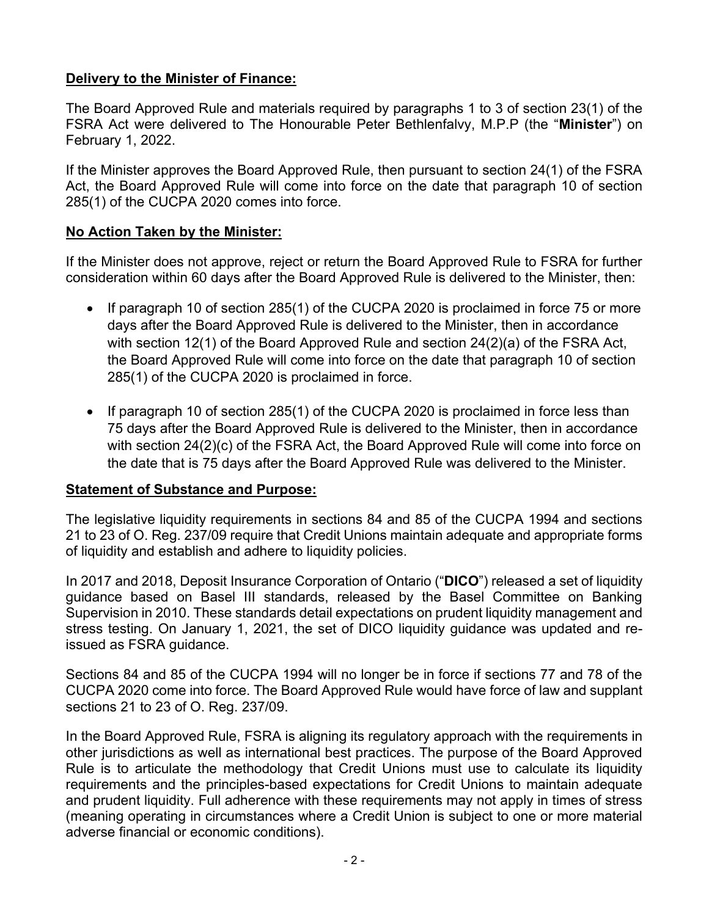**Delivery to the Minister of Finance:**

The Board Approved Rule and materials required by paragraphs 1 to 3 of section 23(1) of the FSRA Act were delivered to The Honourable Peter Bethlenfalvy, M.P.P (the "**Minister**") on February 1, 2022.

If the Minister approves the Board Approved Rule, then pursuant to section 24(1) of the FSRA Act, the Board Approved Rule will come into force on the date that paragraph 10 of section 285(1) of the CUCPA 2020 comes into force.

**No Action Taken by the Minister:**

If the Minister does not approve, reject or return the Board Approved Rule to FSRA for further consideration within 60 days after the Board Approved Rule is delivered to the Minister, then:

- If paragraph 10 of section 285(1) of the CUCPA 2020 is proclaimed in force 75 or more days after the Board Approved Rule is delivered to the Minister, then in accordance with section 12(1) of the Board Approved Rule and section 24(2)(a) of the FSRA Act, the Board Approved Rule will come into force on the date that paragraph 10 of section 285(1) of the CUCPA 2020 is proclaimed in force.

- If paragraph 10 of section 285(1) of the CUCPA 2020 is proclaimed in force less than 75 days after the Board Approved Rule is delivered to the Minister, then in accordance with section 24(2)(c) of the FSRA Act, the Board Approved Rule will come into force on the date that is 75 days after the Board Approved Rule was delivered to the Minister.

**Statement of Substance and Purpose:**

The legislative liquidity requirements in sections 84 and 85 of the CUCPA 1994 and sections 21 to 23 of O. Reg. 237/09 require that Credit Unions maintain adequate and appropriate forms of liquidity and establish and adhere to liquidity policies.

In 2017 and 2018, Deposit Insurance Corporation of Ontario ("**DICO**") released a set of liquidity guidance based on Basel III standards, released by the Basel Committee on Banking Supervision in 2010. These standards detail expectations on prudent liquidity management and stress testing. On January 1, 2021, the set of DICO liquidity guidance was updated and re-issued as FSRA guidance.

Sections 84 and 85 of the CUCPA 1994 will no longer be in force if sections 77 and 78 of the CUCPA 2020 come into force. The Board Approved Rule would have force of law and supplant sections 21 to 23 of O. Reg. 237/09.

In the Board Approved Rule, FSRA is aligning its regulatory approach with the requirements in other jurisdictions as well as international best practices. The purpose of the Board Approved Rule is to articulate the methodology that Credit Unions must use to calculate its liquidity requirements and the principles-based expectations for Credit Unions to maintain adequate and prudent liquidity. Full adherence with these requirements may not apply in times of stress (meaning operating in circumstances where a Credit Union is subject to one or more material adverse financial or economic conditions).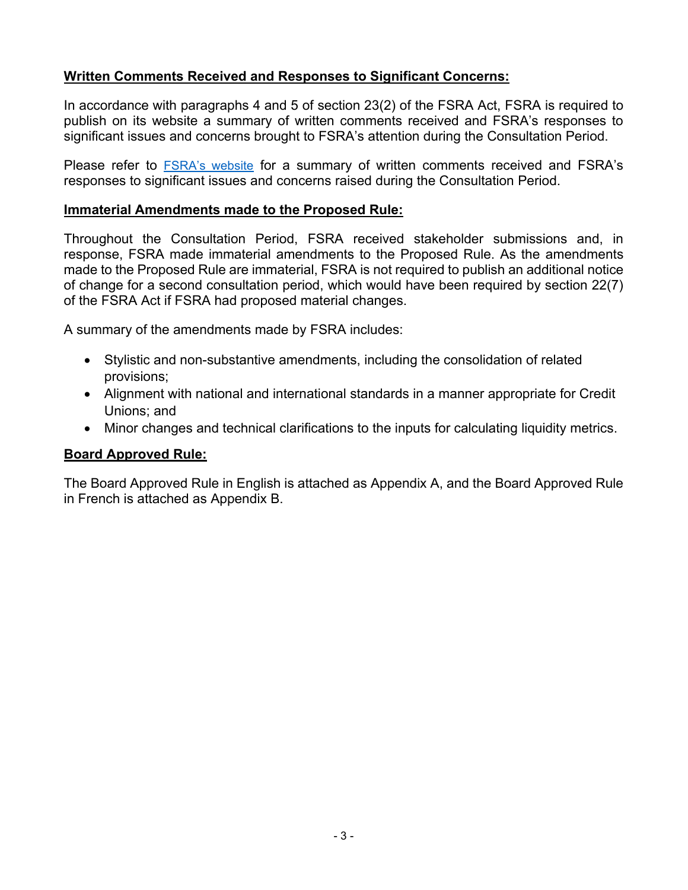**Written Comments Received and Responses to Significant Concerns:**

In accordance with paragraphs 4 and 5 of section 23(2) of the FSRA Act, FSRA is required to publish on its website a summary of written comments received and FSRA's responses to significant issues and concerns brought to FSRA's attention during the Consultation Period.

Please refer to FSRA's website for a summary of written comments received and FSRA's responses to significant issues and concerns raised during the Consultation Period.

**Immaterial Amendments made to the Proposed Rule:**

Throughout the Consultation Period, FSRA received stakeholder submissions and, in response, FSRA made immaterial amendments to the Proposed Rule. As the amendments made to the Proposed Rule are immaterial, FSRA is not required to publish an additional notice of change for a second consultation period, which would have been required by section 22(7) of the FSRA Act if FSRA had proposed material changes.

A summary of the amendments made by FSRA includes:

- Stylistic and non-substantive amendments, including the consolidation of related provisions;
- Alignment with national and international standards in a manner appropriate for Credit Unions; and
- Minor changes and technical clarifications to the inputs for calculating liquidity metrics.

**Board Approved Rule:**

The Board Approved Rule in English is attached as Appendix A, and the Board Approved Rule in French is attached as Appendix B.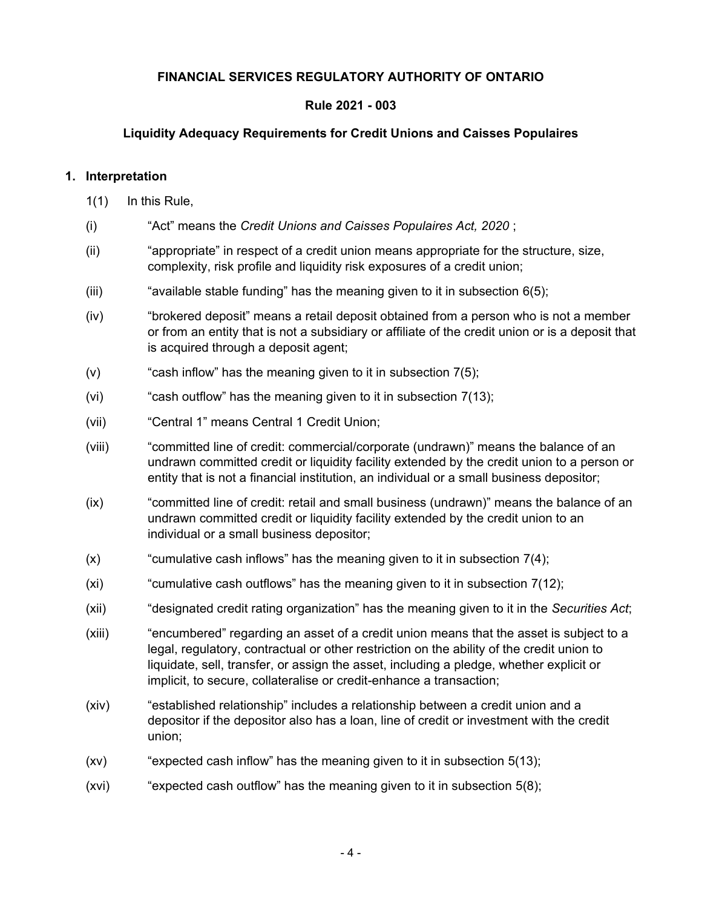**FINANCIAL SERVICES REGULATORY AUTHORITY OF ONTARIO**

**Rule 2021 - 003**

**Liquidity Adequacy Requirements for Credit Unions and Caisses Populaires**

## 1. Interpretation

1(1) In this Rule,

(i) "Act" means the *Credit Unions and Caisses Populaires Act, 2020* ;

(ii) "appropriate" in respect of a credit union means appropriate for the structure, size, complexity, risk profile and liquidity risk exposures of a credit union;

(iii) "available stable funding" has the meaning given to it in subsection 6(5);

(iv) "brokered deposit" means a retail deposit obtained from a person who is not a member or from an entity that is not a subsidiary or affiliate of the credit union or is a deposit that is acquired through a deposit agent;

(v) "cash inflow" has the meaning given to it in subsection 7(5);

(vi) "cash outflow" has the meaning given to it in subsection 7(13);

(vii) "Central 1" means Central 1 Credit Union;

(viii) "committed line of credit: commercial/corporate (undrawn)" means the balance of an undrawn committed credit or liquidity facility extended by the credit union to a person or entity that is not a financial institution, an individual or a small business depositor;

(ix) "committed line of credit: retail and small business (undrawn)" means the balance of an undrawn committed credit or liquidity facility extended by the credit union to an individual or a small business depositor;

(x) "cumulative cash inflows" has the meaning given to it in subsection 7(4);

(xi) "cumulative cash outflows" has the meaning given to it in subsection 7(12);

(xii) "designated credit rating organization" has the meaning given to it in the *Securities Act*;

(xiii) "encumbered" regarding an asset of a credit union means that the asset is subject to a legal, regulatory, contractual or other restriction on the ability of the credit union to liquidate, sell, transfer, or assign the asset, including a pledge, whether explicit or implicit, to secure, collateralise or credit-enhance a transaction;

(xiv) "established relationship" includes a relationship between a credit union and a depositor if the depositor also has a loan, line of credit or investment with the credit union;

(xv) "expected cash inflow" has the meaning given to it in subsection 5(13);

(xvi) "expected cash outflow" has the meaning given to it in subsection 5(8);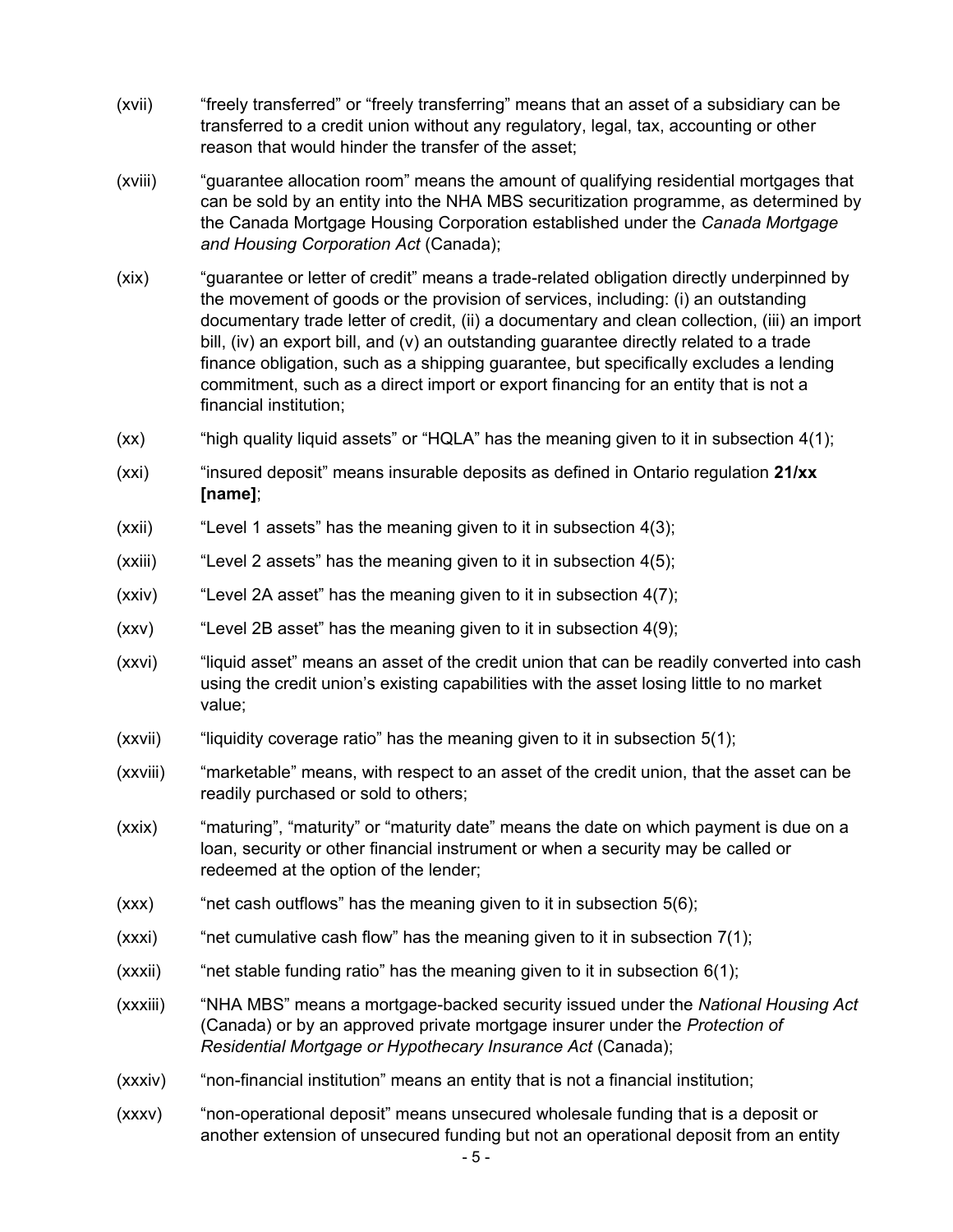(xvii) “freely transferred” or “freely transferring” means that an asset of a subsidiary can be transferred to a credit union without any regulatory, legal, tax, accounting or other reason that would hinder the transfer of the asset;

(xviii) “guarantee allocation room” means the amount of qualifying residential mortgages that can be sold by an entity into the NHA MBS securitization programme, as determined by the Canada Mortgage Housing Corporation established under the *Canada Mortgage and Housing Corporation Act* (Canada);

(xix) “guarantee or letter of credit” means a trade-related obligation directly underpinned by the movement of goods or the provision of services, including: (i) an outstanding documentary trade letter of credit, (ii) a documentary and clean collection, (iii) an import bill, (iv) an export bill, and (v) an outstanding guarantee directly related to a trade finance obligation, such as a shipping guarantee, but specifically excludes a lending commitment, such as a direct import or export financing for an entity that is not a financial institution;

(xx) “high quality liquid assets” or “HQLA” has the meaning given to it in subsection 4(1);

(xxi) “insured deposit” means insurable deposits as defined in Ontario regulation **21/xx [name]**;

(xxii) “Level 1 assets” has the meaning given to it in subsection 4(3);

(xxiii) “Level 2 assets” has the meaning given to it in subsection 4(5);

(xxiv) “Level 2A asset” has the meaning given to it in subsection 4(7);

(xxv) “Level 2B asset” has the meaning given to it in subsection 4(9);

(xxvi) “liquid asset” means an asset of the credit union that can be readily converted into cash using the credit union’s existing capabilities with the asset losing little to no market value;

(xxvii) “liquidity coverage ratio” has the meaning given to it in subsection 5(1);

(xxviii) “marketable” means, with respect to an asset of the credit union, that the asset can be readily purchased or sold to others;

(xxix) “maturing”, “maturity” or “maturity date” means the date on which payment is due on a loan, security or other financial instrument or when a security may be called or redeemed at the option of the lender;

(xxx) “net cash outflows” has the meaning given to it in subsection 5(6);

(xxxi) “net cumulative cash flow” has the meaning given to it in subsection 7(1);

(xxxii) “net stable funding ratio” has the meaning given to it in subsection 6(1);

(xxxiii) “NHA MBS” means a mortgage-backed security issued under the *National Housing Act* (Canada) or by an approved private mortgage insurer under the *Protection of Residential Mortgage or Hypothecary Insurance Act* (Canada);

(xxxiv) “non-financial institution” means an entity that is not a financial institution;

(xxxv) “non-operational deposit” means unsecured wholesale funding that is a deposit or another extension of unsecured funding but not an operational deposit from an entity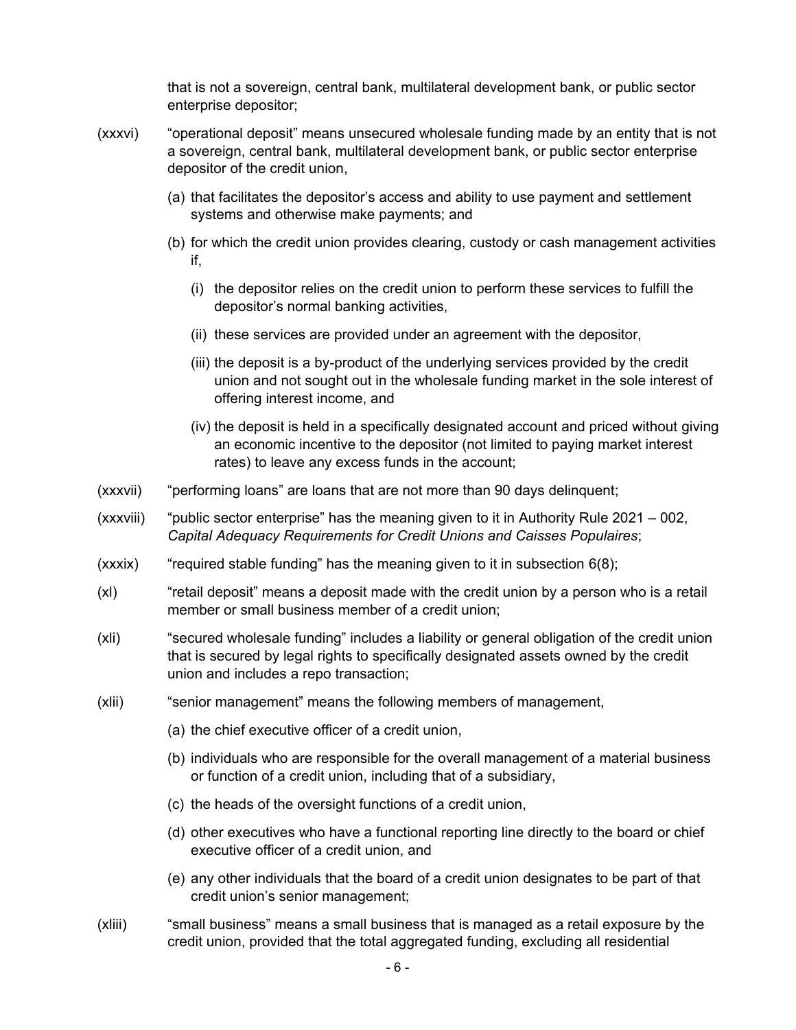that is not a sovereign, central bank, multilateral development bank, or public sector enterprise depositor;

(xxxvi) "operational deposit" means unsecured wholesale funding made by an entity that is not a sovereign, central bank, multilateral development bank, or public sector enterprise depositor of the credit union,

(a) that facilitates the depositor's access and ability to use payment and settlement systems and otherwise make payments; and

(b) for which the credit union provides clearing, custody or cash management activities if,

(i) the depositor relies on the credit union to perform these services to fulfill the depositor's normal banking activities,

(ii) these services are provided under an agreement with the depositor,

(iii) the deposit is a by-product of the underlying services provided by the credit union and not sought out in the wholesale funding market in the sole interest of offering interest income, and

(iv) the deposit is held in a specifically designated account and priced without giving an economic incentive to the depositor (not limited to paying market interest rates) to leave any excess funds in the account;

(xxxvii) "performing loans" are loans that are not more than 90 days delinquent;

(xxxviii) "public sector enterprise" has the meaning given to it in Authority Rule 2021 – 002, *Capital Adequacy Requirements for Credit Unions and Caisses Populaires*;

(xxxix) "required stable funding" has the meaning given to it in subsection 6(8);

(xl) "retail deposit" means a deposit made with the credit union by a person who is a retail member or small business member of a credit union;

(xli) "secured wholesale funding" includes a liability or general obligation of the credit union that is secured by legal rights to specifically designated assets owned by the credit union and includes a repo transaction;

(xlii) "senior management" means the following members of management,

(a) the chief executive officer of a credit union,

(b) individuals who are responsible for the overall management of a material business or function of a credit union, including that of a subsidiary,

(c) the heads of the oversight functions of a credit union,

(d) other executives who have a functional reporting line directly to the board or chief executive officer of a credit union, and

(e) any other individuals that the board of a credit union designates to be part of that credit union's senior management;

(xliii) "small business" means a small business that is managed as a retail exposure by the credit union, provided that the total aggregated funding, excluding all residential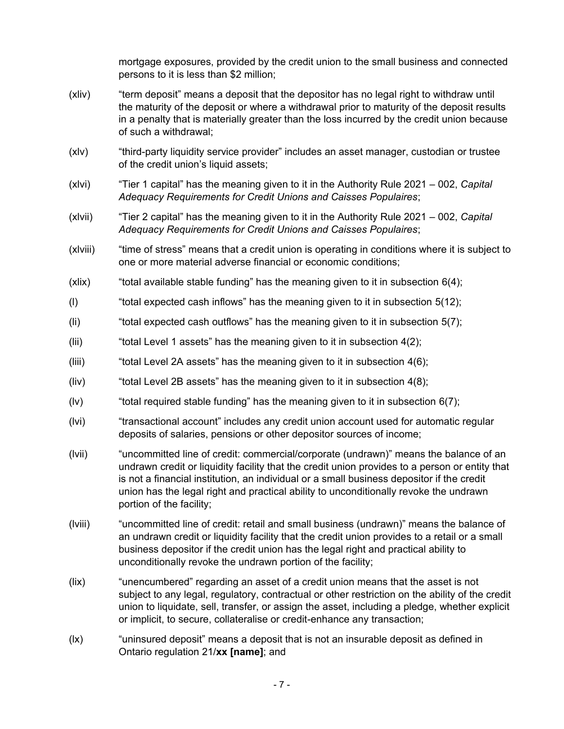mortgage exposures, provided by the credit union to the small business and connected persons to it is less than $2 million;

(xliv) "term deposit" means a deposit that the depositor has no legal right to withdraw until the maturity of the deposit or where a withdrawal prior to maturity of the deposit results in a penalty that is materially greater than the loss incurred by the credit union because of such a withdrawal;

(xlv) "third-party liquidity service provider" includes an asset manager, custodian or trustee of the credit union's liquid assets;

(xlvi) "Tier 1 capital" has the meaning given to it in the Authority Rule 2021 – 002, *Capital Adequacy Requirements for Credit Unions and Caisses Populaires*;

(xlvii) "Tier 2 capital" has the meaning given to it in the Authority Rule 2021 – 002, *Capital Adequacy Requirements for Credit Unions and Caisses Populaires*;

(xlviii) "time of stress" means that a credit union is operating in conditions where it is subject to one or more material adverse financial or economic conditions;

(xlix) "total available stable funding" has the meaning given to it in subsection 6(4);

(l) "total expected cash inflows" has the meaning given to it in subsection 5(12);

(li) "total expected cash outflows" has the meaning given to it in subsection 5(7);

(lii) "total Level 1 assets" has the meaning given to it in subsection 4(2);

(liii) "total Level 2A assets" has the meaning given to it in subsection 4(6);

(liv) "total Level 2B assets" has the meaning given to it in subsection 4(8);

(lv) "total required stable funding" has the meaning given to it in subsection 6(7);

(lvi) "transactional account" includes any credit union account used for automatic regular deposits of salaries, pensions or other depositor sources of income;

(lvii) "uncommitted line of credit: commercial/corporate (undrawn)" means the balance of an undrawn credit or liquidity facility that the credit union provides to a person or entity that is not a financial institution, an individual or a small business depositor if the credit union has the legal right and practical ability to unconditionally revoke the undrawn portion of the facility;

(lviii) "uncommitted line of credit: retail and small business (undrawn)" means the balance of an undrawn credit or liquidity facility that the credit union provides to a retail or a small business depositor if the credit union has the legal right and practical ability to unconditionally revoke the undrawn portion of the facility;

(lix) "unencumbered" regarding an asset of a credit union means that the asset is not subject to any legal, regulatory, contractual or other restriction on the ability of the credit union to liquidate, sell, transfer, or assign the asset, including a pledge, whether explicit or implicit, to secure, collateralise or credit-enhance any transaction;

(lx) "uninsured deposit" means a deposit that is not an insurable deposit as defined in Ontario regulation 21/**xx [name]**; and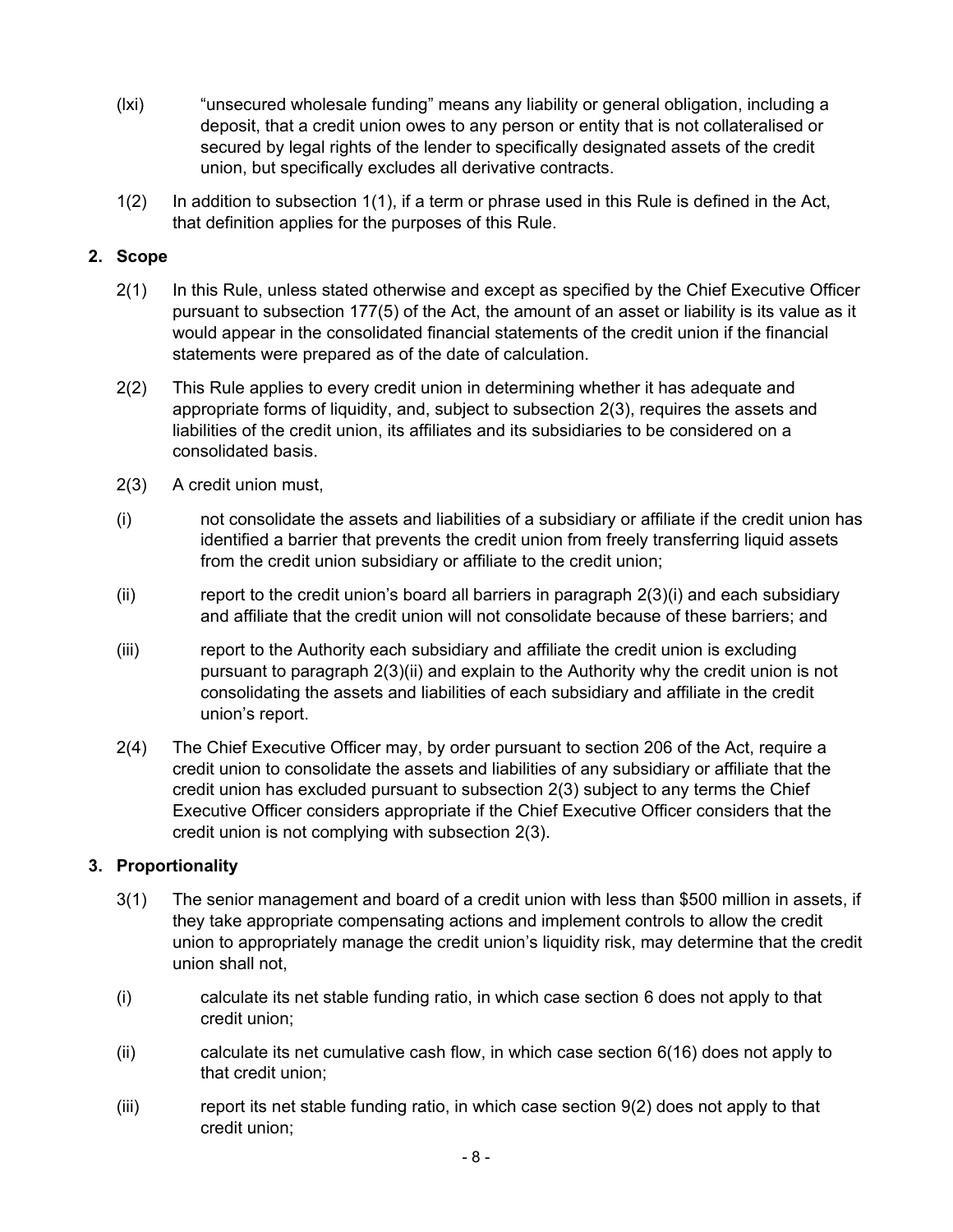(lxi) “unsecured wholesale funding” means any liability or general obligation, including a deposit, that a credit union owes to any person or entity that is not collateralised or secured by legal rights of the lender to specifically designated assets of the credit union, but specifically excludes all derivative contracts.

1(2) In addition to subsection 1(1), if a term or phrase used in this Rule is defined in the Act, that definition applies for the purposes of this Rule.

## 2. Scope

2(1) In this Rule, unless stated otherwise and except as specified by the Chief Executive Officer pursuant to subsection 177(5) of the Act, the amount of an asset or liability is its value as it would appear in the consolidated financial statements of the credit union if the financial statements were prepared as of the date of calculation.

2(2) This Rule applies to every credit union in determining whether it has adequate and appropriate forms of liquidity, and, subject to subsection 2(3), requires the assets and liabilities of the credit union, its affiliates and its subsidiaries to be considered on a consolidated basis.

2(3) A credit union must,

(i) not consolidate the assets and liabilities of a subsidiary or affiliate if the credit union has identified a barrier that prevents the credit union from freely transferring liquid assets from the credit union subsidiary or affiliate to the credit union;

(ii) report to the credit union’s board all barriers in paragraph 2(3)(i) and each subsidiary and affiliate that the credit union will not consolidate because of these barriers; and

(iii) report to the Authority each subsidiary and affiliate the credit union is excluding pursuant to paragraph 2(3)(ii) and explain to the Authority why the credit union is not consolidating the assets and liabilities of each subsidiary and affiliate in the credit union’s report.

2(4) The Chief Executive Officer may, by order pursuant to section 206 of the Act, require a credit union to consolidate the assets and liabilities of any subsidiary or affiliate that the credit union has excluded pursuant to subsection 2(3) subject to any terms the Chief Executive Officer considers appropriate if the Chief Executive Officer considers that the credit union is not complying with subsection 2(3).

## 3. Proportionality

3(1) The senior management and board of a credit union with less than $500 million in assets, if they take appropriate compensating actions and implement controls to allow the credit union to appropriately manage the credit union’s liquidity risk, may determine that the credit union shall not,

(i) calculate its net stable funding ratio, in which case section 6 does not apply to that credit union;

(ii) calculate its net cumulative cash flow, in which case section 6(16) does not apply to that credit union;

(iii) report its net stable funding ratio, in which case section 9(2) does not apply to that credit union;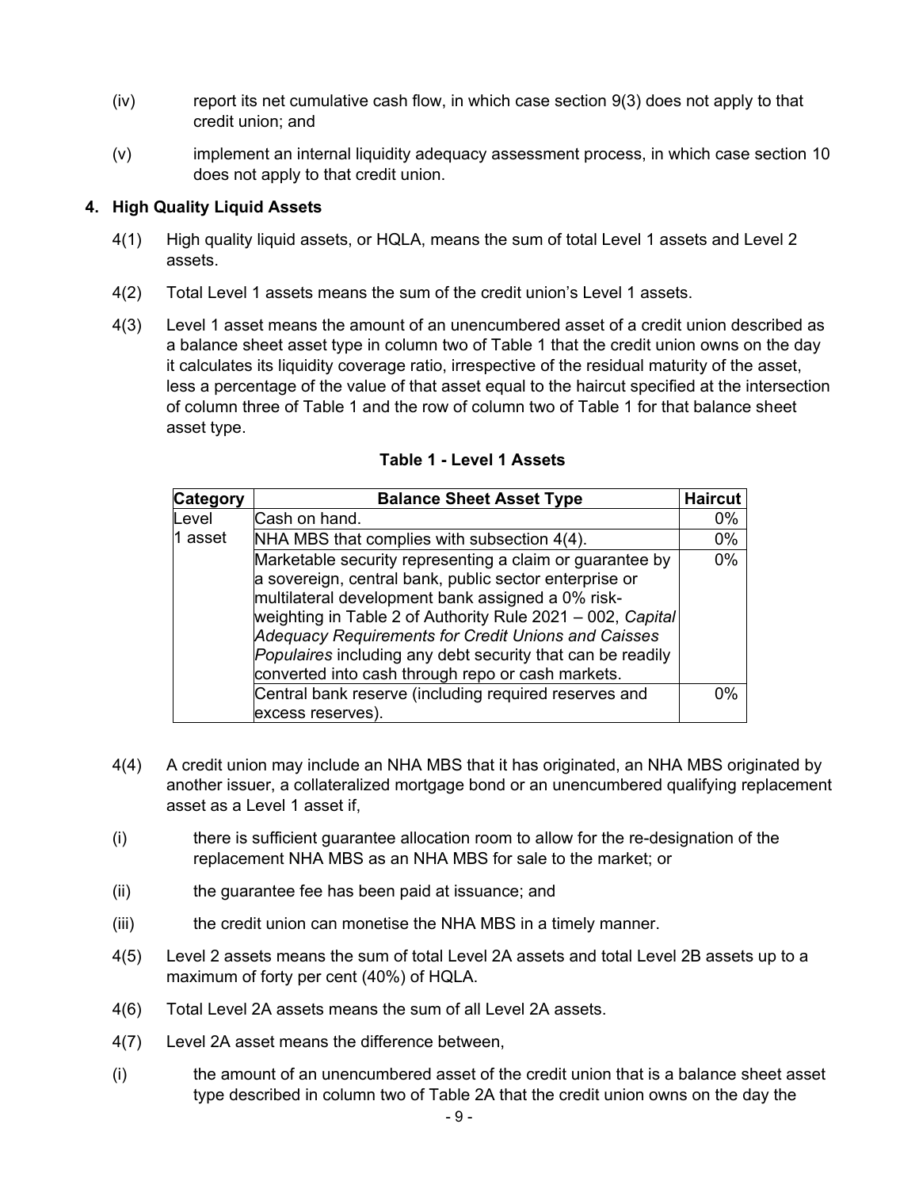(iv) report its net cumulative cash flow, in which case section 9(3) does not apply to that credit union; and

(v) implement an internal liquidity adequacy assessment process, in which case section 10 does not apply to that credit union.

## 4. High Quality Liquid Assets

4(1) High quality liquid assets, or HQLA, means the sum of total Level 1 assets and Level 2 assets.

4(2) Total Level 1 assets means the sum of the credit union's Level 1 assets.

4(3) Level 1 asset means the amount of an unencumbered asset of a credit union described as a balance sheet asset type in column two of Table 1 that the credit union owns on the day it calculates its liquidity coverage ratio, irrespective of the residual maturity of the asset, less a percentage of the value of that asset equal to the haircut specified at the intersection of column three of Table 1 and the row of column two of Table 1 for that balance sheet asset type.

**Table 1 - Level 1 Assets**

| Category | Balance Sheet Asset Type | Haircut |
|---|---|---|
| Level 1 asset | Cash on hand. | 0% |
| | NHA MBS that complies with subsection 4(4). | 0% |
| | Marketable security representing a claim or guarantee by a sovereign, central bank, public sector enterprise or multilateral development bank assigned a 0% risk-weighting in Table 2 of Authority Rule 2021 – 002, *Capital Adequacy Requirements for Credit Unions and Caisses Populaires* including any debt security that can be readily converted into cash through repo or cash markets. | 0% |
| | Central bank reserve (including required reserves and excess reserves). | 0% |

4(4) A credit union may include an NHA MBS that it has originated, an NHA MBS originated by another issuer, a collateralized mortgage bond or an unencumbered qualifying replacement asset as a Level 1 asset if,

(i) there is sufficient guarantee allocation room to allow for the re-designation of the replacement NHA MBS as an NHA MBS for sale to the market; or

(ii) the guarantee fee has been paid at issuance; and

(iii) the credit union can monetise the NHA MBS in a timely manner.

4(5) Level 2 assets means the sum of total Level 2A assets and total Level 2B assets up to a maximum of forty per cent (40%) of HQLA.

4(6) Total Level 2A assets means the sum of all Level 2A assets.

4(7) Level 2A asset means the difference between,

(i) the amount of an unencumbered asset of the credit union that is a balance sheet asset type described in column two of Table 2A that the credit union owns on the day the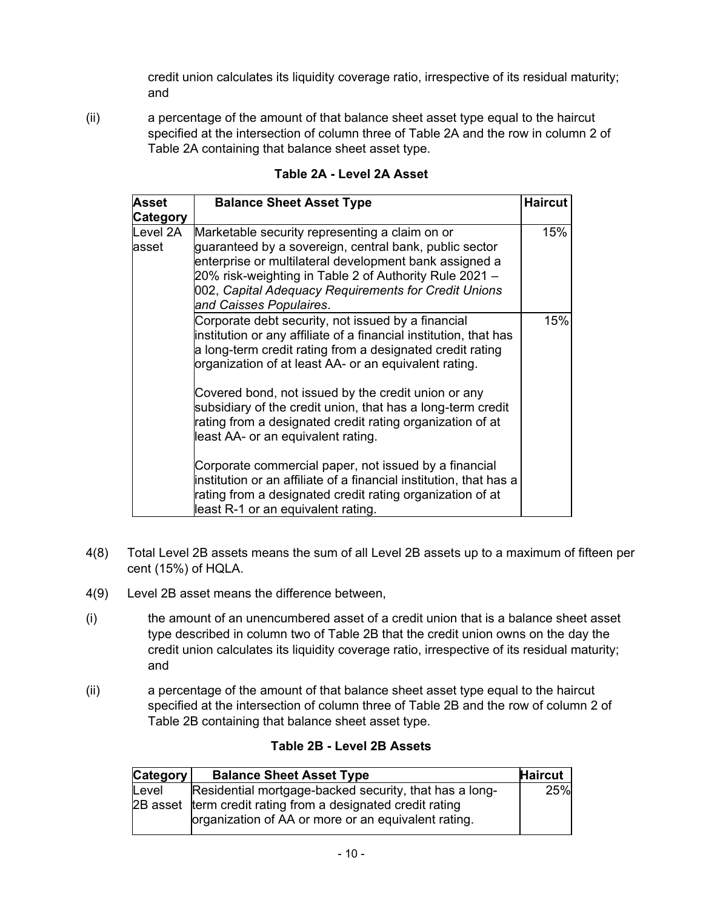credit union calculates its liquidity coverage ratio, irrespective of its residual maturity; and

(ii) a percentage of the amount of that balance sheet asset type equal to the haircut specified at the intersection of column three of Table 2A and the row in column 2 of Table 2A containing that balance sheet asset type.

**Table 2A - Level 2A Asset**

| Asset Category | Balance Sheet Asset Type | Haircut |
|---|---|---|
| Level 2A asset | Marketable security representing a claim on or guaranteed by a sovereign, central bank, public sector enterprise or multilateral development bank assigned a 20% risk-weighting in Table 2 of Authority Rule 2021 – 002, *Capital Adequacy Requirements for Credit Unions and Caisses Populaires*. | 15% |
| | Corporate debt security, not issued by a financial institution or any affiliate of a financial institution, that has a long-term credit rating from a designated credit rating organization of at least AA- or an equivalent rating.<br><br>Covered bond, not issued by the credit union or any subsidiary of the credit union, that has a long-term credit rating from a designated credit rating organization of at least AA- or an equivalent rating.<br><br>Corporate commercial paper, not issued by a financial institution or an affiliate of a financial institution, that has a rating from a designated credit rating organization of at least R-1 or an equivalent rating. | 15% |

4(8) Total Level 2B assets means the sum of all Level 2B assets up to a maximum of fifteen per cent (15%) of HQLA.

4(9) Level 2B asset means the difference between,

(i) the amount of an unencumbered asset of a credit union that is a balance sheet asset type described in column two of Table 2B that the credit union owns on the day the credit union calculates its liquidity coverage ratio, irrespective of its residual maturity; and

(ii) a percentage of the amount of that balance sheet asset type equal to the haircut specified at the intersection of column three of Table 2B and the row of column 2 of Table 2B containing that balance sheet asset type.

**Table 2B - Level 2B Assets**

| Category | Balance Sheet Asset Type | Haircut |
|---|---|---|
| Level 2B asset | Residential mortgage-backed security, that has a long-term credit rating from a designated credit rating organization of AA or more or an equivalent rating. | 25% |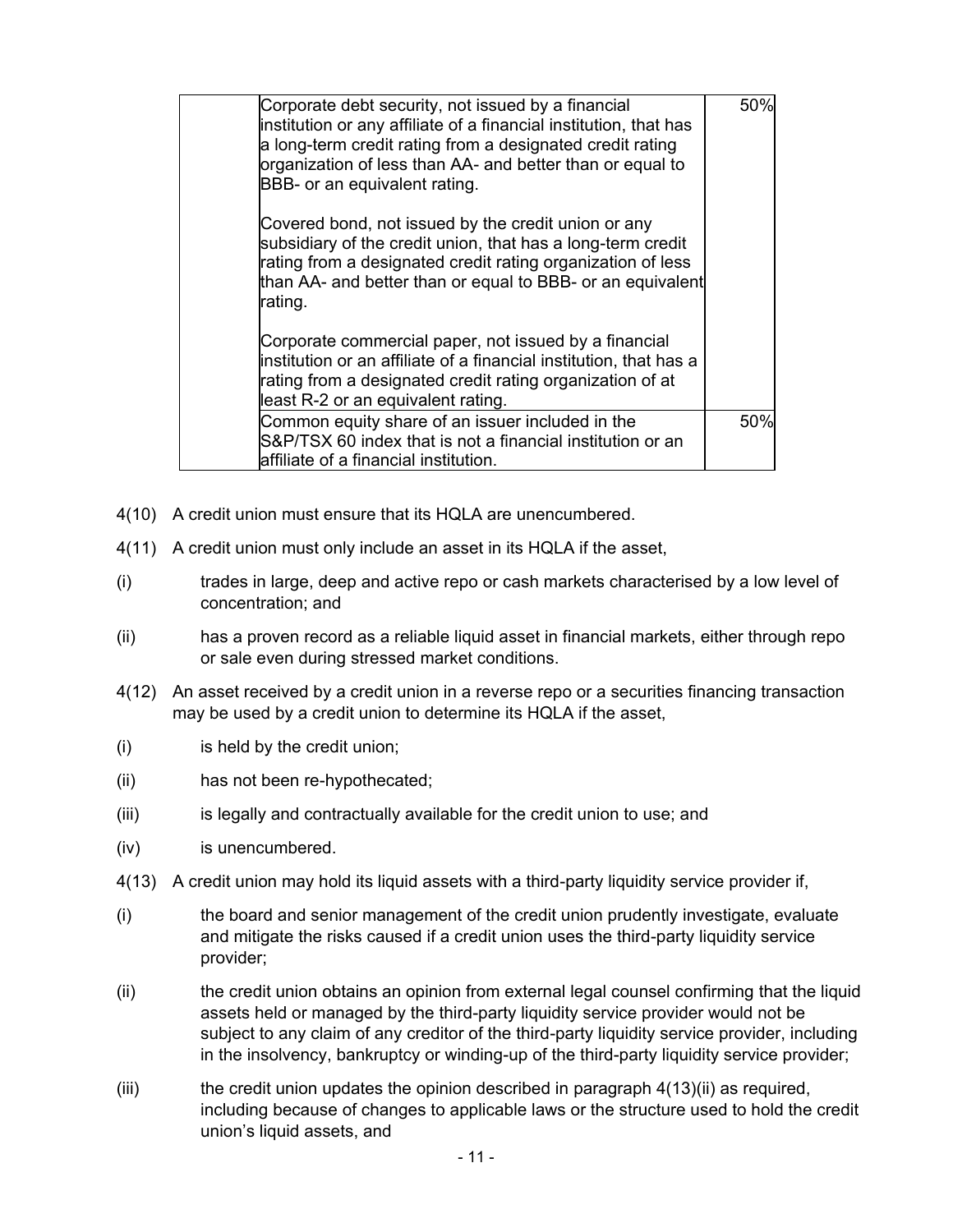| | | |
|---|---|---|
| | Corporate debt security, not issued by a financial institution or any affiliate of a financial institution, that has a long-term credit rating from a designated credit rating organization of less than AA- and better than or equal to BBB- or an equivalent rating.<br><br>Covered bond, not issued by the credit union or any subsidiary of the credit union, that has a long-term credit rating from a designated credit rating organization of less than AA- and better than or equal to BBB- or an equivalent rating.<br><br>Corporate commercial paper, not issued by a financial institution or an affiliate of a financial institution, that has a rating from a designated credit rating organization of at least R-2 or an equivalent rating. | 50% |
| | Common equity share of an issuer included in the S&P/TSX 60 index that is not a financial institution or an affiliate of a financial institution. | 50% |

4(10) A credit union must ensure that its HQLA are unencumbered.

4(11) A credit union must only include an asset in its HQLA if the asset,

(i) trades in large, deep and active repo or cash markets characterised by a low level of concentration; and

(ii) has a proven record as a reliable liquid asset in financial markets, either through repo or sale even during stressed market conditions.

4(12) An asset received by a credit union in a reverse repo or a securities financing transaction may be used by a credit union to determine its HQLA if the asset,

(i) is held by the credit union;

(ii) has not been re-hypothecated;

(iii) is legally and contractually available for the credit union to use; and

(iv) is unencumbered.

4(13) A credit union may hold its liquid assets with a third-party liquidity service provider if,

(i) the board and senior management of the credit union prudently investigate, evaluate and mitigate the risks caused if a credit union uses the third-party liquidity service provider;

(ii) the credit union obtains an opinion from external legal counsel confirming that the liquid assets held or managed by the third-party liquidity service provider would not be subject to any claim of any creditor of the third-party liquidity service provider, including in the insolvency, bankruptcy or winding-up of the third-party liquidity service provider;

(iii) the credit union updates the opinion described in paragraph 4(13)(ii) as required, including because of changes to applicable laws or the structure used to hold the credit union's liquid assets, and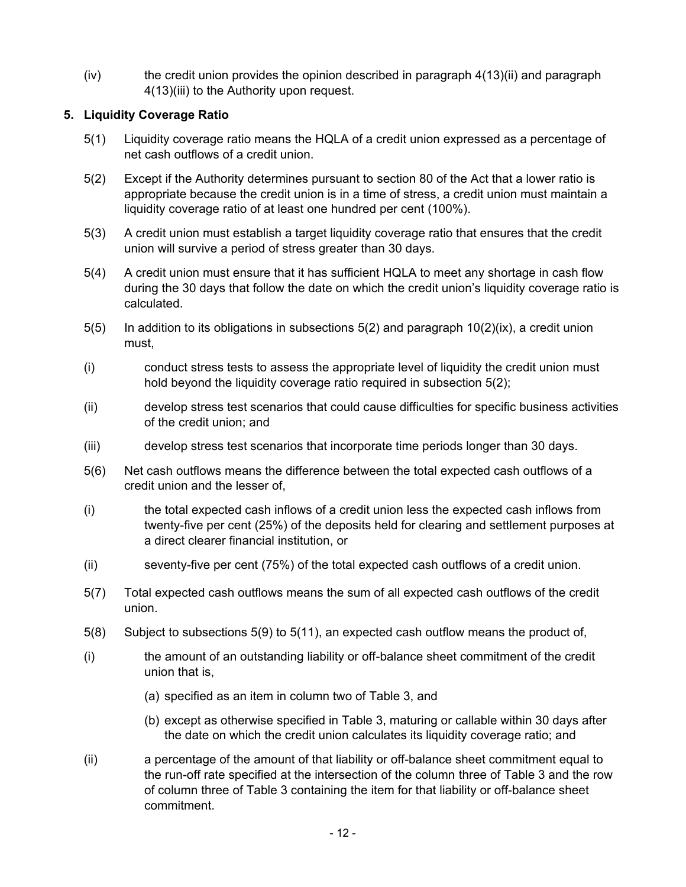(iv) the credit union provides the opinion described in paragraph 4(13)(ii) and paragraph 4(13)(iii) to the Authority upon request.

## 5. Liquidity Coverage Ratio

5(1) Liquidity coverage ratio means the HQLA of a credit union expressed as a percentage of net cash outflows of a credit union.

5(2) Except if the Authority determines pursuant to section 80 of the Act that a lower ratio is appropriate because the credit union is in a time of stress, a credit union must maintain a liquidity coverage ratio of at least one hundred per cent (100%).

5(3) A credit union must establish a target liquidity coverage ratio that ensures that the credit union will survive a period of stress greater than 30 days.

5(4) A credit union must ensure that it has sufficient HQLA to meet any shortage in cash flow during the 30 days that follow the date on which the credit union's liquidity coverage ratio is calculated.

5(5) In addition to its obligations in subsections 5(2) and paragraph 10(2)(ix), a credit union must,

(i) conduct stress tests to assess the appropriate level of liquidity the credit union must hold beyond the liquidity coverage ratio required in subsection 5(2);

(ii) develop stress test scenarios that could cause difficulties for specific business activities of the credit union; and

(iii) develop stress test scenarios that incorporate time periods longer than 30 days.

5(6) Net cash outflows means the difference between the total expected cash outflows of a credit union and the lesser of,

(i) the total expected cash inflows of a credit union less the expected cash inflows from twenty-five per cent (25%) of the deposits held for clearing and settlement purposes at a direct clearer financial institution, or

(ii) seventy-five per cent (75%) of the total expected cash outflows of a credit union.

5(7) Total expected cash outflows means the sum of all expected cash outflows of the credit union.

5(8) Subject to subsections 5(9) to 5(11), an expected cash outflow means the product of,

(i) the amount of an outstanding liability or off-balance sheet commitment of the credit union that is,

  (a) specified as an item in column two of Table 3, and

  (b) except as otherwise specified in Table 3, maturing or callable within 30 days after the date on which the credit union calculates its liquidity coverage ratio; and

(ii) a percentage of the amount of that liability or off-balance sheet commitment equal to the run-off rate specified at the intersection of the column three of Table 3 and the row of column three of Table 3 containing the item for that liability or off-balance sheet commitment.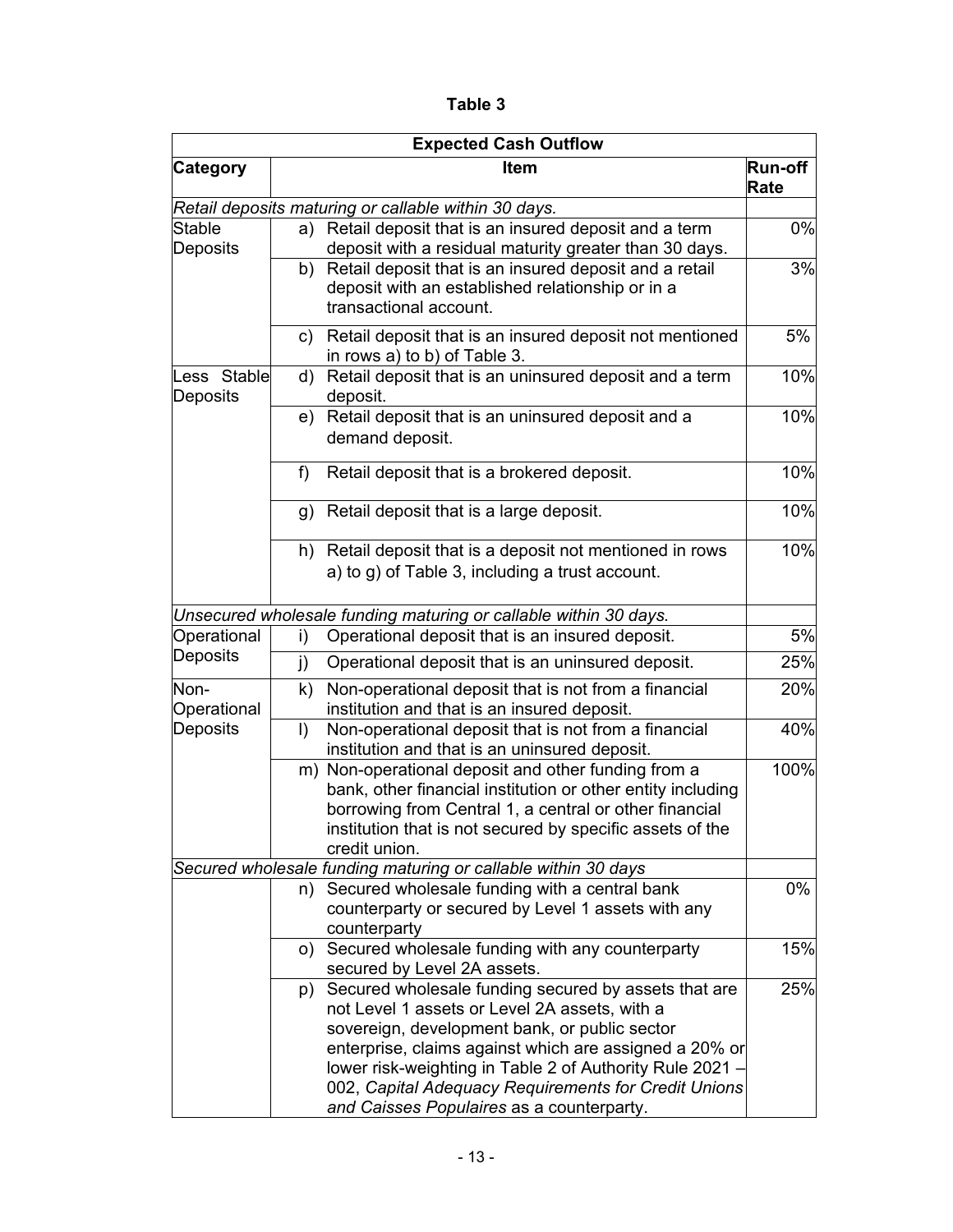**Table 3**

| Expected Cash Outflow | | |
|---|---|---|
| **Category** | **Item** | **Run-off Rate** |
| *Retail deposits maturing or callable within 30 days.* | | |
| Stable Deposits | a) Retail deposit that is an insured deposit and a term deposit with a residual maturity greater than 30 days. | 0% |
| | b) Retail deposit that is an insured deposit and a retail deposit with an established relationship or in a transactional account. | 3% |
| | c) Retail deposit that is an insured deposit not mentioned in rows a) to b) of Table 3. | 5% |
| Less Stable Deposits | d) Retail deposit that is an uninsured deposit and a term deposit. | 10% |
| | e) Retail deposit that is an uninsured deposit and a demand deposit. | 10% |
| | f) Retail deposit that is a brokered deposit. | 10% |
| | g) Retail deposit that is a large deposit. | 10% |
| | h) Retail deposit that is a deposit not mentioned in rows a) to g) of Table 3, including a trust account. | 10% |
| *Unsecured wholesale funding maturing or callable within 30 days.* | | |
| Operational Deposits | i) Operational deposit that is an insured deposit. | 5% |
| | j) Operational deposit that is an uninsured deposit. | 25% |
| Non-Operational Deposits | k) Non-operational deposit that is not from a financial institution and that is an insured deposit. | 20% |
| | l) Non-operational deposit that is not from a financial institution and that is an uninsured deposit. | 40% |
| | m) Non-operational deposit and other funding from a bank, other financial institution or other entity including borrowing from Central 1, a central or other financial institution that is not secured by specific assets of the credit union. | 100% |
| *Secured wholesale funding maturing or callable within 30 days* | | |
| | n) Secured wholesale funding with a central bank counterparty or secured by Level 1 assets with any counterparty | 0% |
| | o) Secured wholesale funding with any counterparty secured by Level 2A assets. | 15% |
| | p) Secured wholesale funding secured by assets that are not Level 1 assets or Level 2A assets, with a sovereign, development bank, or public sector enterprise, claims against which are assigned a 20% or lower risk-weighting in Table 2 of Authority Rule 2021 – 002, *Capital Adequacy Requirements for Credit Unions and Caisses Populaires* as a counterparty. | 25% |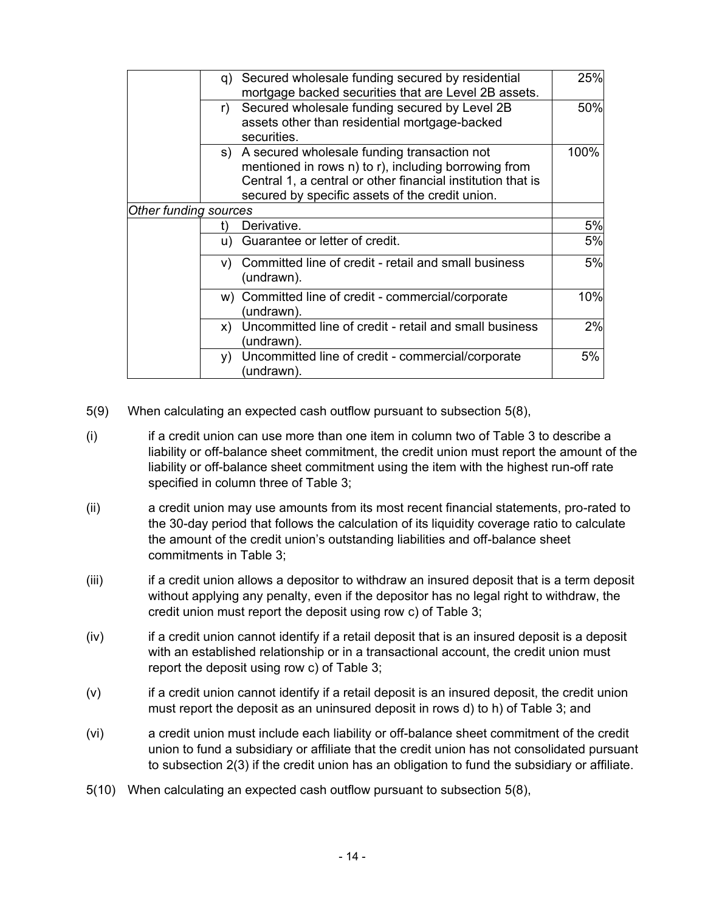| | | |
|---|---|---|
| | q) Secured wholesale funding secured by residential mortgage backed securities that are Level 2B assets. | 25% |
| | r) Secured wholesale funding secured by Level 2B assets other than residential mortgage-backed securities. | 50% |
| | s) A secured wholesale funding transaction not mentioned in rows n) to r), including borrowing from Central 1, a central or other financial institution that is secured by specific assets of the credit union. | 100% |
| *Other funding sources* | | |
| | t) Derivative. | 5% |
| | u) Guarantee or letter of credit. | 5% |
| | v) Committed line of credit - retail and small business (undrawn). | 5% |
| | w) Committed line of credit - commercial/corporate (undrawn). | 10% |
| | x) Uncommitted line of credit - retail and small business (undrawn). | 2% |
| | y) Uncommitted line of credit - commercial/corporate (undrawn). | 5% |

5(9) When calculating an expected cash outflow pursuant to subsection 5(8),

(i) if a credit union can use more than one item in column two of Table 3 to describe a liability or off-balance sheet commitment, the credit union must report the amount of the liability or off-balance sheet commitment using the item with the highest run-off rate specified in column three of Table 3;

(ii) a credit union may use amounts from its most recent financial statements, pro-rated to the 30-day period that follows the calculation of its liquidity coverage ratio to calculate the amount of the credit union's outstanding liabilities and off-balance sheet commitments in Table 3;

(iii) if a credit union allows a depositor to withdraw an insured deposit that is a term deposit without applying any penalty, even if the depositor has no legal right to withdraw, the credit union must report the deposit using row c) of Table 3;

(iv) if a credit union cannot identify if a retail deposit that is an insured deposit is a deposit with an established relationship or in a transactional account, the credit union must report the deposit using row c) of Table 3;

(v) if a credit union cannot identify if a retail deposit is an insured deposit, the credit union must report the deposit as an uninsured deposit in rows d) to h) of Table 3; and

(vi) a credit union must include each liability or off-balance sheet commitment of the credit union to fund a subsidiary or affiliate that the credit union has not consolidated pursuant to subsection 2(3) if the credit union has an obligation to fund the subsidiary or affiliate.

5(10) When calculating an expected cash outflow pursuant to subsection 5(8),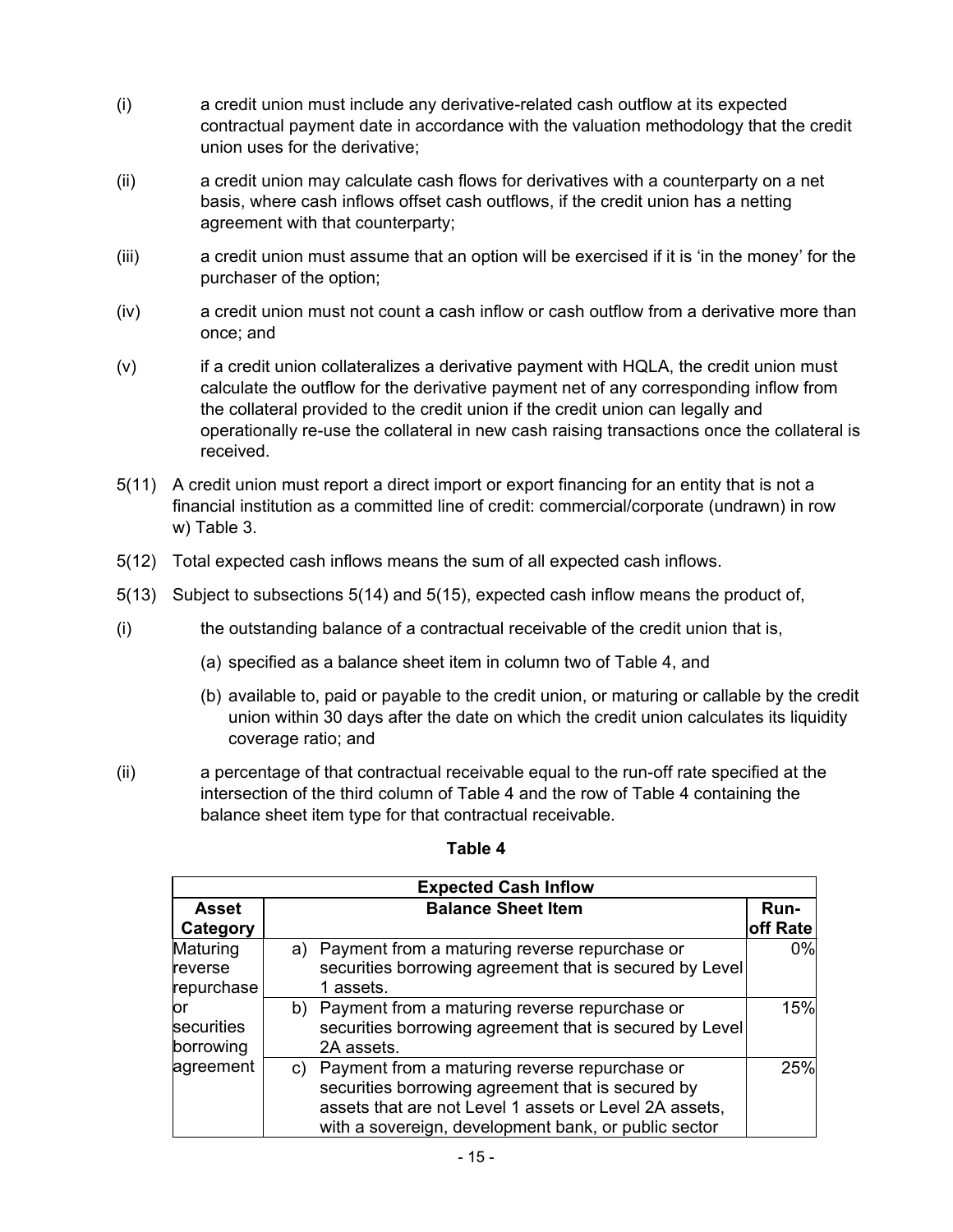(i) a credit union must include any derivative-related cash outflow at its expected contractual payment date in accordance with the valuation methodology that the credit union uses for the derivative;

(ii) a credit union may calculate cash flows for derivatives with a counterparty on a net basis, where cash inflows offset cash outflows, if the credit union has a netting agreement with that counterparty;

(iii) a credit union must assume that an option will be exercised if it is 'in the money' for the purchaser of the option;

(iv) a credit union must not count a cash inflow or cash outflow from a derivative more than once; and

(v) if a credit union collateralizes a derivative payment with HQLA, the credit union must calculate the outflow for the derivative payment net of any corresponding inflow from the collateral provided to the credit union if the credit union can legally and operationally re-use the collateral in new cash raising transactions once the collateral is received.

5(11) A credit union must report a direct import or export financing for an entity that is not a financial institution as a committed line of credit: commercial/corporate (undrawn) in row w) Table 3.

5(12) Total expected cash inflows means the sum of all expected cash inflows.

5(13) Subject to subsections 5(14) and 5(15), expected cash inflow means the product of,

(i) the outstanding balance of a contractual receivable of the credit union that is,

  (a) specified as a balance sheet item in column two of Table 4, and

  (b) available to, paid or payable to the credit union, or maturing or callable by the credit union within 30 days after the date on which the credit union calculates its liquidity coverage ratio; and

(ii) a percentage of that contractual receivable equal to the run-off rate specified at the intersection of the third column of Table 4 and the row of Table 4 containing the balance sheet item type for that contractual receivable.

**Table 4**

| Expected Cash Inflow | | |
|---|---|---|
| **Asset Category** | **Balance Sheet Item** | **Run-off Rate** |
| Maturing reverse repurchase or securities borrowing agreement | a) Payment from a maturing reverse repurchase or securities borrowing agreement that is secured by Level 1 assets. | 0% |
| | b) Payment from a maturing reverse repurchase or securities borrowing agreement that is secured by Level 2A assets. | 15% |
| | c) Payment from a maturing reverse repurchase or securities borrowing agreement that is secured by assets that are not Level 1 assets or Level 2A assets, with a sovereign, development bank, or public sector | 25% |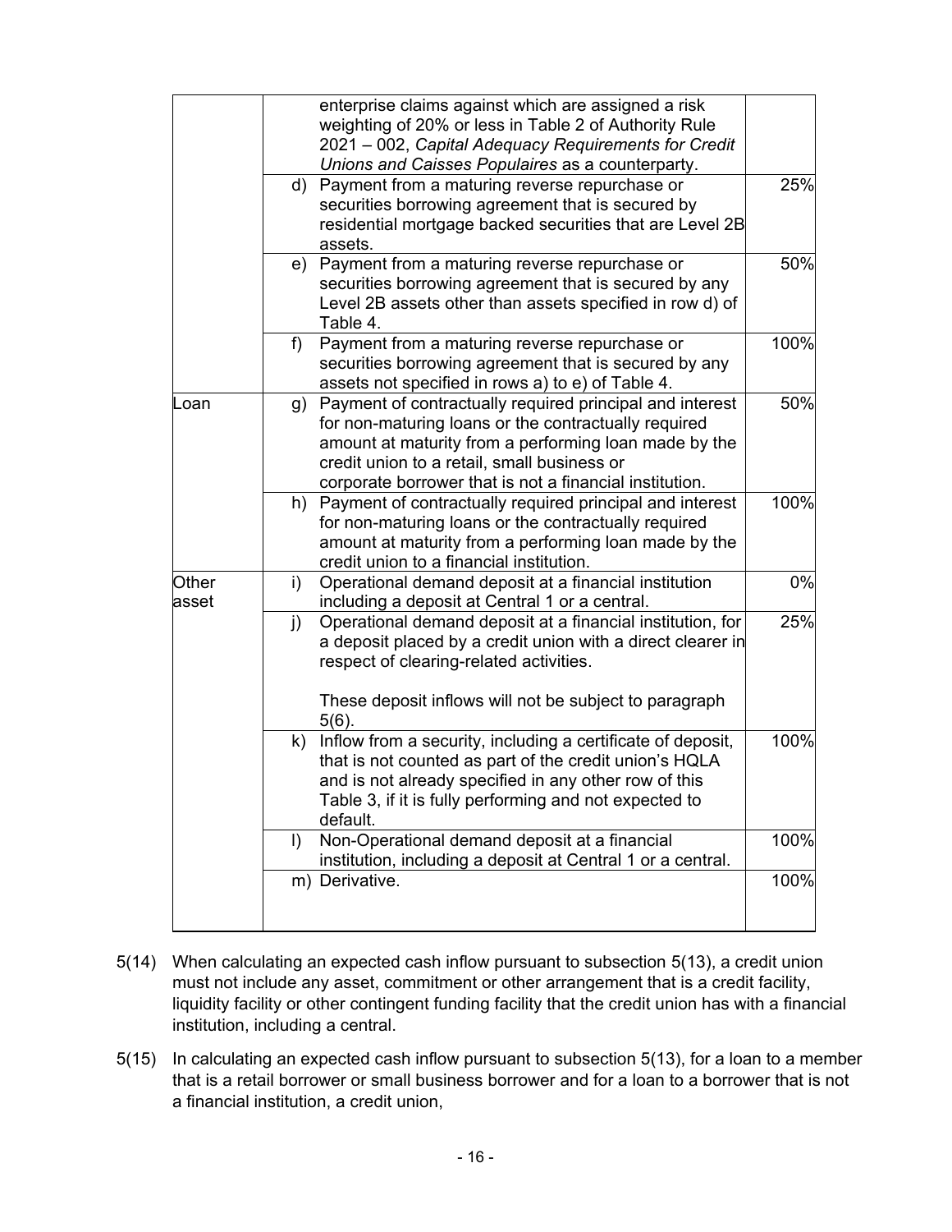| | | |
|---|---|---|
| | enterprise claims against which are assigned a risk weighting of 20% or less in Table 2 of Authority Rule 2021 – 002, *Capital Adequacy Requirements for Credit Unions and Caisses Populaires* as a counterparty. | |
| | d) Payment from a maturing reverse repurchase or securities borrowing agreement that is secured by residential mortgage backed securities that are Level 2B assets. | 25% |
| | e) Payment from a maturing reverse repurchase or securities borrowing agreement that is secured by any Level 2B assets other than assets specified in row d) of Table 4. | 50% |
| | f) Payment from a maturing reverse repurchase or securities borrowing agreement that is secured by any assets not specified in rows a) to e) of Table 4. | 100% |
| Loan | g) Payment of contractually required principal and interest for non-maturing loans or the contractually required amount at maturity from a performing loan made by the credit union to a retail, small business or corporate borrower that is not a financial institution. | 50% |
| | h) Payment of contractually required principal and interest for non-maturing loans or the contractually required amount at maturity from a performing loan made by the credit union to a financial institution. | 100% |
| Other asset | i) Operational demand deposit at a financial institution including a deposit at Central 1 or a central. | 0% |
| | j) Operational demand deposit at a financial institution, for a deposit placed by a credit union with a direct clearer in respect of clearing-related activities.<br><br>These deposit inflows will not be subject to paragraph 5(6). | 25% |
| | k) Inflow from a security, including a certificate of deposit, that is not counted as part of the credit union's HQLA and is not already specified in any other row of this Table 3, if it is fully performing and not expected to default. | 100% |
| | l) Non-Operational demand deposit at a financial institution, including a deposit at Central 1 or a central. | 100% |
| | m) Derivative. | 100% |

5(14) When calculating an expected cash inflow pursuant to subsection 5(13), a credit union must not include any asset, commitment or other arrangement that is a credit facility, liquidity facility or other contingent funding facility that the credit union has with a financial institution, including a central.

5(15) In calculating an expected cash inflow pursuant to subsection 5(13), for a loan to a member that is a retail borrower or small business borrower and for a loan to a borrower that is not a financial institution, a credit union,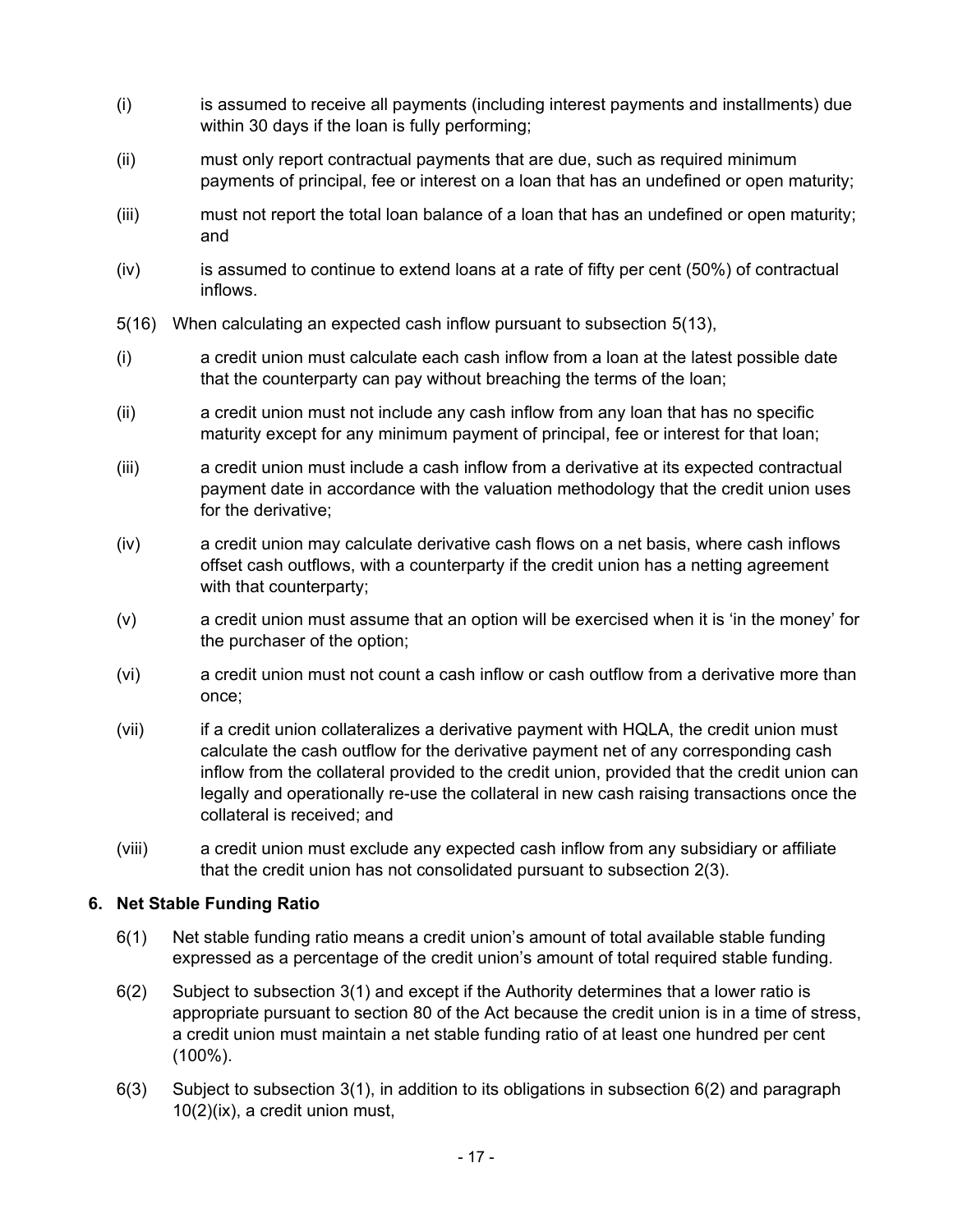(i) is assumed to receive all payments (including interest payments and installments) due within 30 days if the loan is fully performing;

(ii) must only report contractual payments that are due, such as required minimum payments of principal, fee or interest on a loan that has an undefined or open maturity;

(iii) must not report the total loan balance of a loan that has an undefined or open maturity; and

(iv) is assumed to continue to extend loans at a rate of fifty per cent (50%) of contractual inflows.

5(16) When calculating an expected cash inflow pursuant to subsection 5(13),

(i) a credit union must calculate each cash inflow from a loan at the latest possible date that the counterparty can pay without breaching the terms of the loan;

(ii) a credit union must not include any cash inflow from any loan that has no specific maturity except for any minimum payment of principal, fee or interest for that loan;

(iii) a credit union must include a cash inflow from a derivative at its expected contractual payment date in accordance with the valuation methodology that the credit union uses for the derivative;

(iv) a credit union may calculate derivative cash flows on a net basis, where cash inflows offset cash outflows, with a counterparty if the credit union has a netting agreement with that counterparty;

(v) a credit union must assume that an option will be exercised when it is 'in the money' for the purchaser of the option;

(vi) a credit union must not count a cash inflow or cash outflow from a derivative more than once;

(vii) if a credit union collateralizes a derivative payment with HQLA, the credit union must calculate the cash outflow for the derivative payment net of any corresponding cash inflow from the collateral provided to the credit union, provided that the credit union can legally and operationally re-use the collateral in new cash raising transactions once the collateral is received; and

(viii) a credit union must exclude any expected cash inflow from any subsidiary or affiliate that the credit union has not consolidated pursuant to subsection 2(3).

## 6. Net Stable Funding Ratio

6(1) Net stable funding ratio means a credit union's amount of total available stable funding expressed as a percentage of the credit union's amount of total required stable funding.

6(2) Subject to subsection 3(1) and except if the Authority determines that a lower ratio is appropriate pursuant to section 80 of the Act because the credit union is in a time of stress, a credit union must maintain a net stable funding ratio of at least one hundred per cent (100%).

6(3) Subject to subsection 3(1), in addition to its obligations in subsection 6(2) and paragraph 10(2)(ix), a credit union must,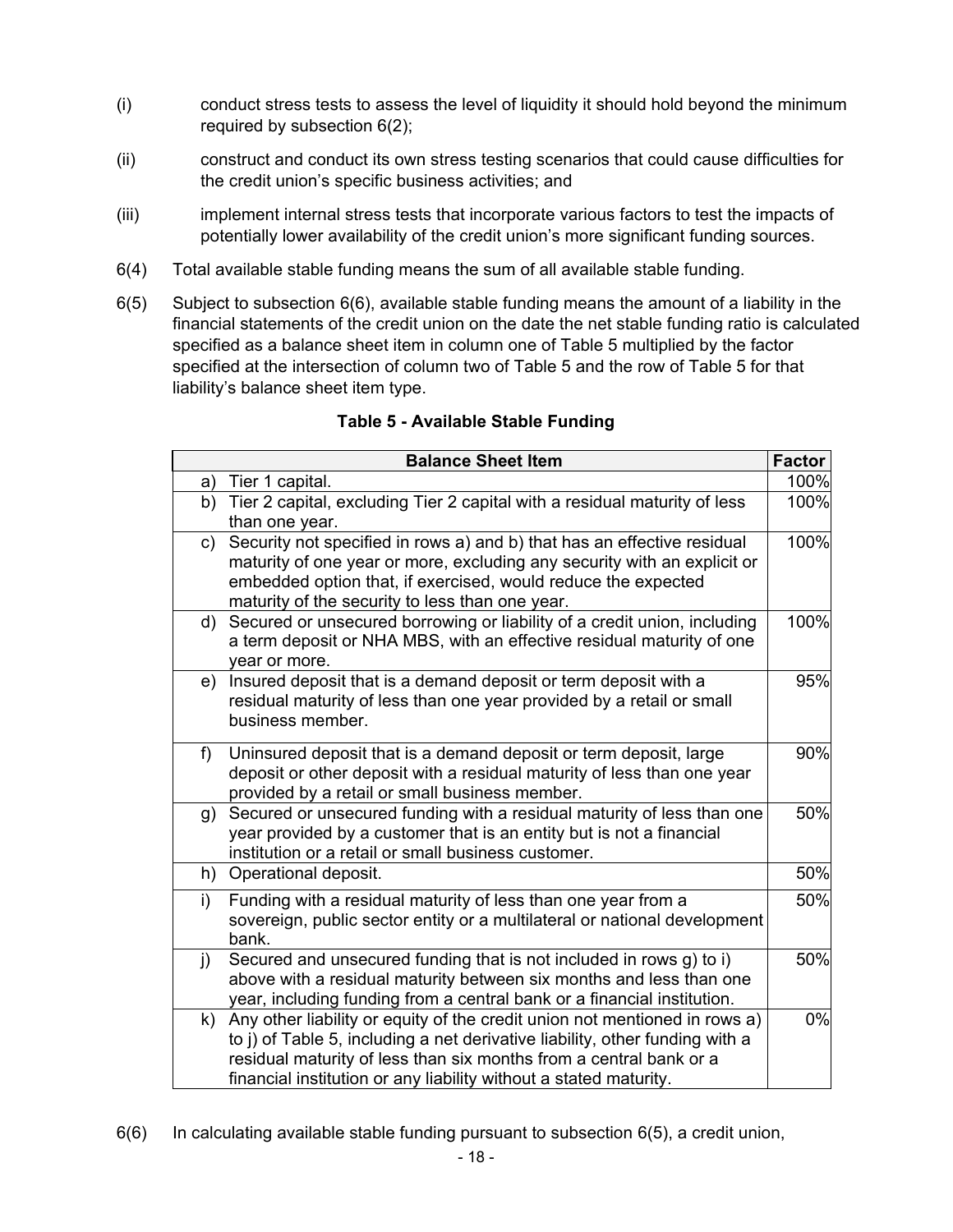(i) conduct stress tests to assess the level of liquidity it should hold beyond the minimum required by subsection 6(2);

(ii) construct and conduct its own stress testing scenarios that could cause difficulties for the credit union's specific business activities; and

(iii) implement internal stress tests that incorporate various factors to test the impacts of potentially lower availability of the credit union's more significant funding sources.

6(4) Total available stable funding means the sum of all available stable funding.

6(5) Subject to subsection 6(6), available stable funding means the amount of a liability in the financial statements of the credit union on the date the net stable funding ratio is calculated specified as a balance sheet item in column one of Table 5 multiplied by the factor specified at the intersection of column two of Table 5 and the row of Table 5 for that liability's balance sheet item type.

**Table 5 - Available Stable Funding**

| Balance Sheet Item | Factor |
|---|---|
| a) Tier 1 capital. | 100% |
| b) Tier 2 capital, excluding Tier 2 capital with a residual maturity of less than one year. | 100% |
| c) Security not specified in rows a) and b) that has an effective residual maturity of one year or more, excluding any security with an explicit or embedded option that, if exercised, would reduce the expected maturity of the security to less than one year. | 100% |
| d) Secured or unsecured borrowing or liability of a credit union, including a term deposit or NHA MBS, with an effective residual maturity of one year or more. | 100% |
| e) Insured deposit that is a demand deposit or term deposit with a residual maturity of less than one year provided by a retail or small business member. | 95% |
| f) Uninsured deposit that is a demand deposit or term deposit, large deposit or other deposit with a residual maturity of less than one year provided by a retail or small business member. | 90% |
| g) Secured or unsecured funding with a residual maturity of less than one year provided by a customer that is an entity but is not a financial institution or a retail or small business customer. | 50% |
| h) Operational deposit. | 50% |
| i) Funding with a residual maturity of less than one year from a sovereign, public sector entity or a multilateral or national development bank. | 50% |
| j) Secured and unsecured funding that is not included in rows g) to i) above with a residual maturity between six months and less than one year, including funding from a central bank or a financial institution. | 50% |
| k) Any other liability or equity of the credit union not mentioned in rows a) to j) of Table 5, including a net derivative liability, other funding with a residual maturity of less than six months from a central bank or a financial institution or any liability without a stated maturity. | 0% |

6(6) In calculating available stable funding pursuant to subsection 6(5), a credit union,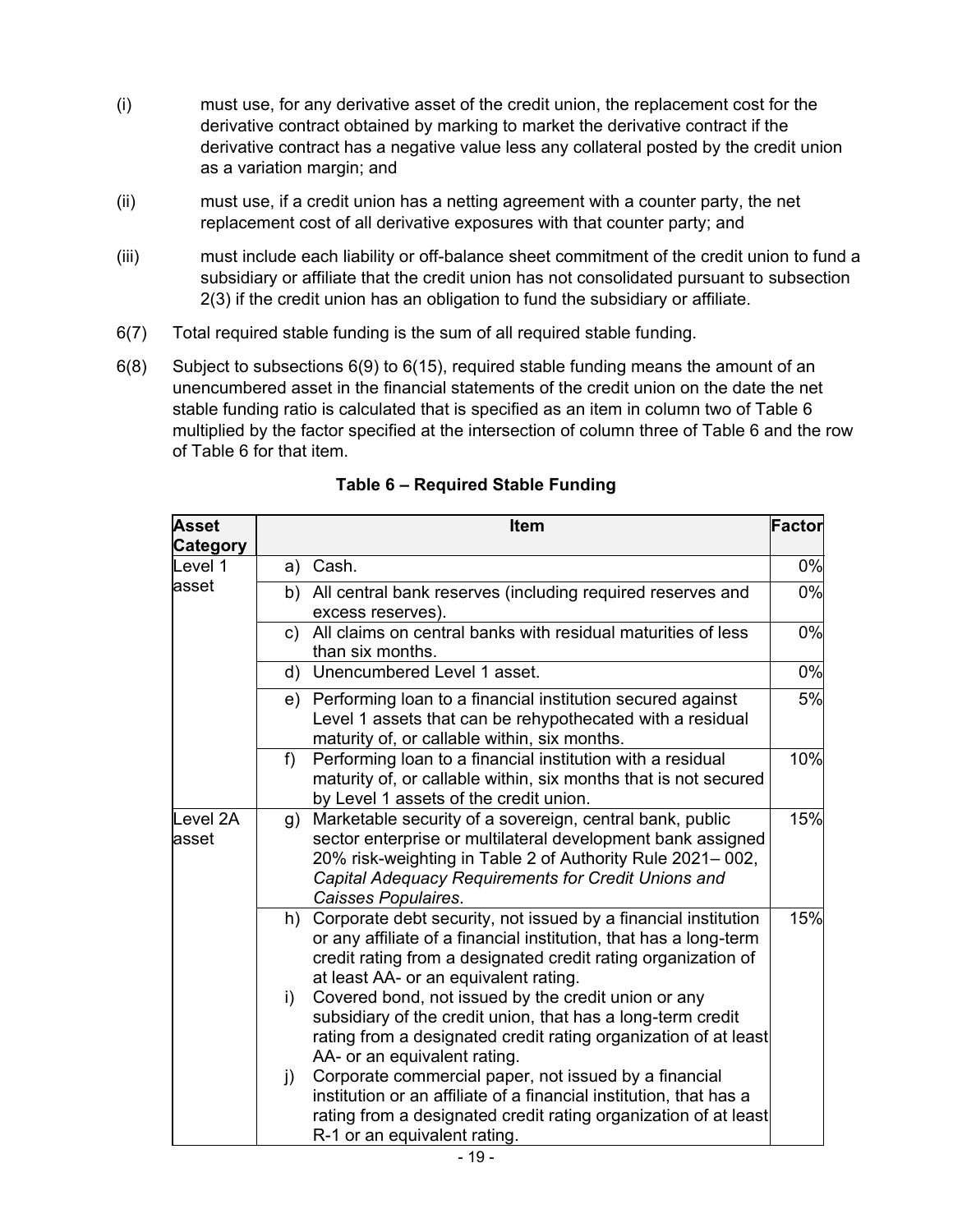(i) must use, for any derivative asset of the credit union, the replacement cost for the derivative contract obtained by marking to market the derivative contract if the derivative contract has a negative value less any collateral posted by the credit union as a variation margin; and

(ii) must use, if a credit union has a netting agreement with a counter party, the net replacement cost of all derivative exposures with that counter party; and

(iii) must include each liability or off-balance sheet commitment of the credit union to fund a subsidiary or affiliate that the credit union has not consolidated pursuant to subsection 2(3) if the credit union has an obligation to fund the subsidiary or affiliate.

6(7) Total required stable funding is the sum of all required stable funding.

6(8) Subject to subsections 6(9) to 6(15), required stable funding means the amount of an unencumbered asset in the financial statements of the credit union on the date the net stable funding ratio is calculated that is specified as an item in column two of Table 6 multiplied by the factor specified at the intersection of column three of Table 6 and the row of Table 6 for that item.

**Table 6 – Required Stable Funding**

| Asset Category | Item | Factor |
|---|---|---|
| Level 1 asset | a) Cash. | 0% |
| | b) All central bank reserves (including required reserves and excess reserves). | 0% |
| | c) All claims on central banks with residual maturities of less than six months. | 0% |
| | d) Unencumbered Level 1 asset. | 0% |
| | e) Performing loan to a financial institution secured against Level 1 assets that can be rehypothecated with a residual maturity of, or callable within, six months. | 5% |
| | f) Performing loan to a financial institution with a residual maturity of, or callable within, six months that is not secured by Level 1 assets of the credit union. | 10% |
| Level 2A asset | g) Marketable security of a sovereign, central bank, public sector enterprise or multilateral development bank assigned 20% risk-weighting in Table 2 of Authority Rule 2021– 002, *Capital Adequacy Requirements for Credit Unions and Caisses Populaires*. | 15% |
| | h) Corporate debt security, not issued by a financial institution or any affiliate of a financial institution, that has a long-term credit rating from a designated credit rating organization of at least AA- or an equivalent rating.<br>i) Covered bond, not issued by the credit union or any subsidiary of the credit union, that has a long-term credit rating from a designated credit rating organization of at least AA- or an equivalent rating.<br>j) Corporate commercial paper, not issued by a financial institution or an affiliate of a financial institution, that has a rating from a designated credit rating organization of at least R-1 or an equivalent rating. | 15% |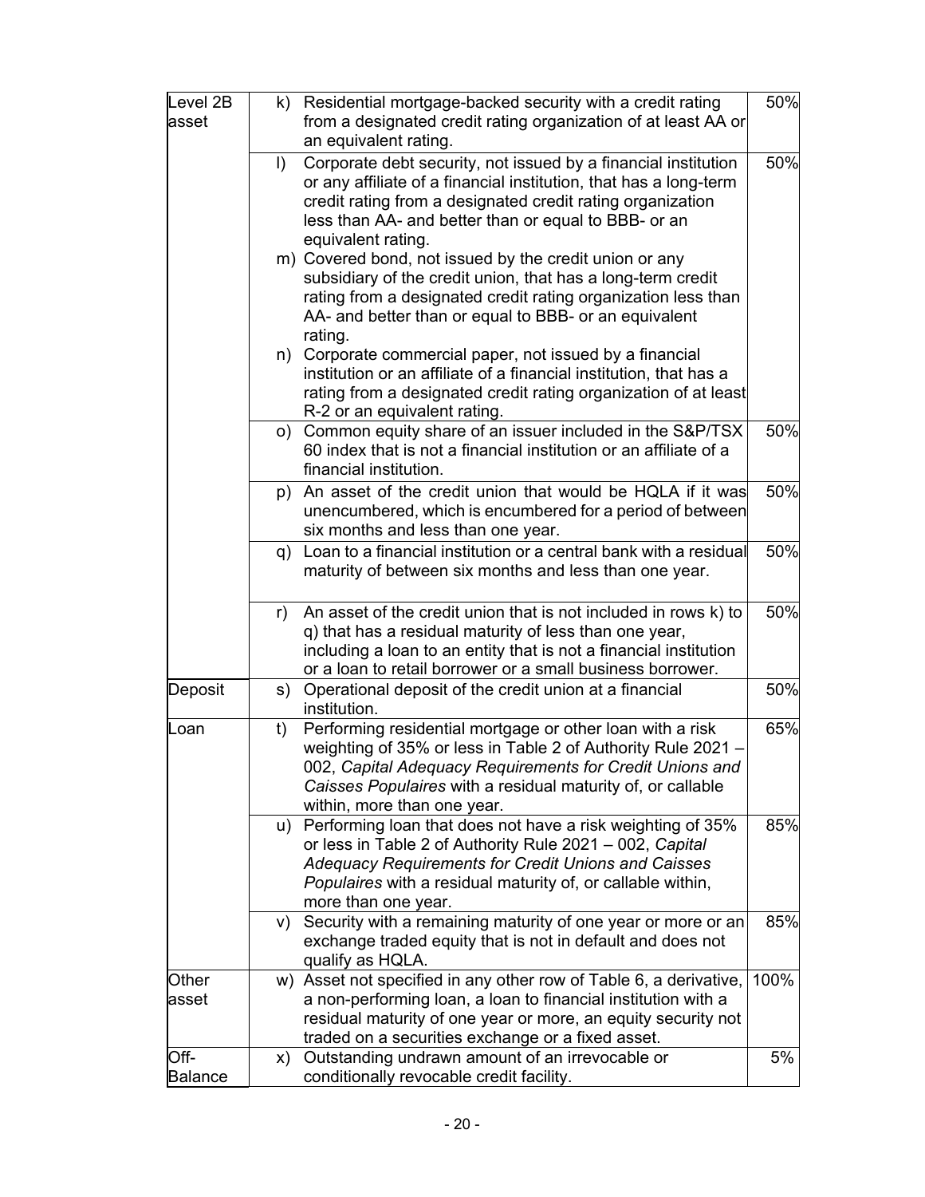| | | |
|---|---|---|
| Level 2B asset | k) Residential mortgage-backed security with a credit rating from a designated credit rating organization of at least AA or an equivalent rating. | 50% |
| | l) Corporate debt security, not issued by a financial institution or any affiliate of a financial institution, that has a long-term credit rating from a designated credit rating organization less than AA- and better than or equal to BBB- or an equivalent rating.<br>m) Covered bond, not issued by the credit union or any subsidiary of the credit union, that has a long-term credit rating from a designated credit rating organization less than AA- and better than or equal to BBB- or an equivalent rating.<br>n) Corporate commercial paper, not issued by a financial institution or an affiliate of a financial institution, that has a rating from a designated credit rating organization of at least R-2 or an equivalent rating. | 50% |
| | o) Common equity share of an issuer included in the S&P/TSX 60 index that is not a financial institution or an affiliate of a financial institution. | 50% |
| | p) An asset of the credit union that would be HQLA if it was unencumbered, which is encumbered for a period of between six months and less than one year. | 50% |
| | q) Loan to a financial institution or a central bank with a residual maturity of between six months and less than one year. | 50% |
| | r) An asset of the credit union that is not included in rows k) to q) that has a residual maturity of less than one year, including a loan to an entity that is not a financial institution or a loan to retail borrower or a small business borrower. | 50% |
| Deposit | s) Operational deposit of the credit union at a financial institution. | 50% |
| Loan | t) Performing residential mortgage or other loan with a risk weighting of 35% or less in Table 2 of Authority Rule 2021 – 002, *Capital Adequacy Requirements for Credit Unions and Caisses Populaires* with a residual maturity of, or callable within, more than one year. | 65% |
| | u) Performing loan that does not have a risk weighting of 35% or less in Table 2 of Authority Rule 2021 – 002, *Capital Adequacy Requirements for Credit Unions and Caisses Populaires* with a residual maturity of, or callable within, more than one year. | 85% |
| | v) Security with a remaining maturity of one year or more or an exchange traded equity that is not in default and does not qualify as HQLA. | 85% |
| Other asset | w) Asset not specified in any other row of Table 6, a derivative, a non-performing loan, a loan to financial institution with a residual maturity of one year or more, an equity security not traded on a securities exchange or a fixed asset. | 100% |
| Off-Balance | x) Outstanding undrawn amount of an irrevocable or conditionally revocable credit facility. | 5% |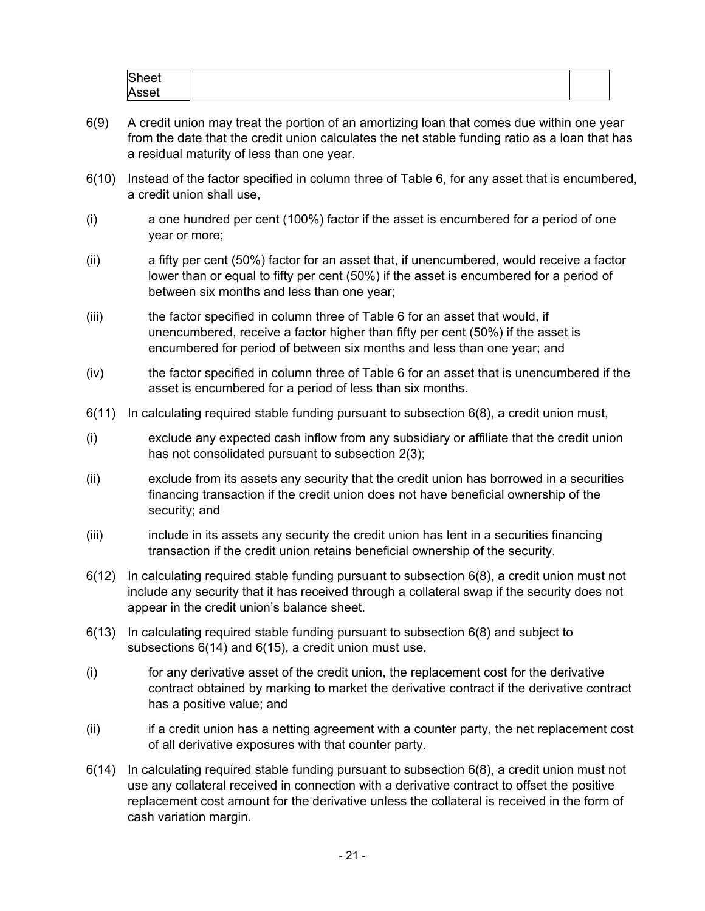| Sheet Asset | | |
|---|---|---|

6(9) A credit union may treat the portion of an amortizing loan that comes due within one year from the date that the credit union calculates the net stable funding ratio as a loan that has a residual maturity of less than one year.

6(10) Instead of the factor specified in column three of Table 6, for any asset that is encumbered, a credit union shall use,

(i) a one hundred per cent (100%) factor if the asset is encumbered for a period of one year or more;

(ii) a fifty per cent (50%) factor for an asset that, if unencumbered, would receive a factor lower than or equal to fifty per cent (50%) if the asset is encumbered for a period of between six months and less than one year;

(iii) the factor specified in column three of Table 6 for an asset that would, if unencumbered, receive a factor higher than fifty per cent (50%) if the asset is encumbered for period of between six months and less than one year; and

(iv) the factor specified in column three of Table 6 for an asset that is unencumbered if the asset is encumbered for a period of less than six months.

6(11) In calculating required stable funding pursuant to subsection 6(8), a credit union must,

(i) exclude any expected cash inflow from any subsidiary or affiliate that the credit union has not consolidated pursuant to subsection 2(3);

(ii) exclude from its assets any security that the credit union has borrowed in a securities financing transaction if the credit union does not have beneficial ownership of the security; and

(iii) include in its assets any security the credit union has lent in a securities financing transaction if the credit union retains beneficial ownership of the security.

6(12) In calculating required stable funding pursuant to subsection 6(8), a credit union must not include any security that it has received through a collateral swap if the security does not appear in the credit union's balance sheet.

6(13) In calculating required stable funding pursuant to subsection 6(8) and subject to subsections 6(14) and 6(15), a credit union must use,

(i) for any derivative asset of the credit union, the replacement cost for the derivative contract obtained by marking to market the derivative contract if the derivative contract has a positive value; and

(ii) if a credit union has a netting agreement with a counter party, the net replacement cost of all derivative exposures with that counter party.

6(14) In calculating required stable funding pursuant to subsection 6(8), a credit union must not use any collateral received in connection with a derivative contract to offset the positive replacement cost amount for the derivative unless the collateral is received in the form of cash variation margin.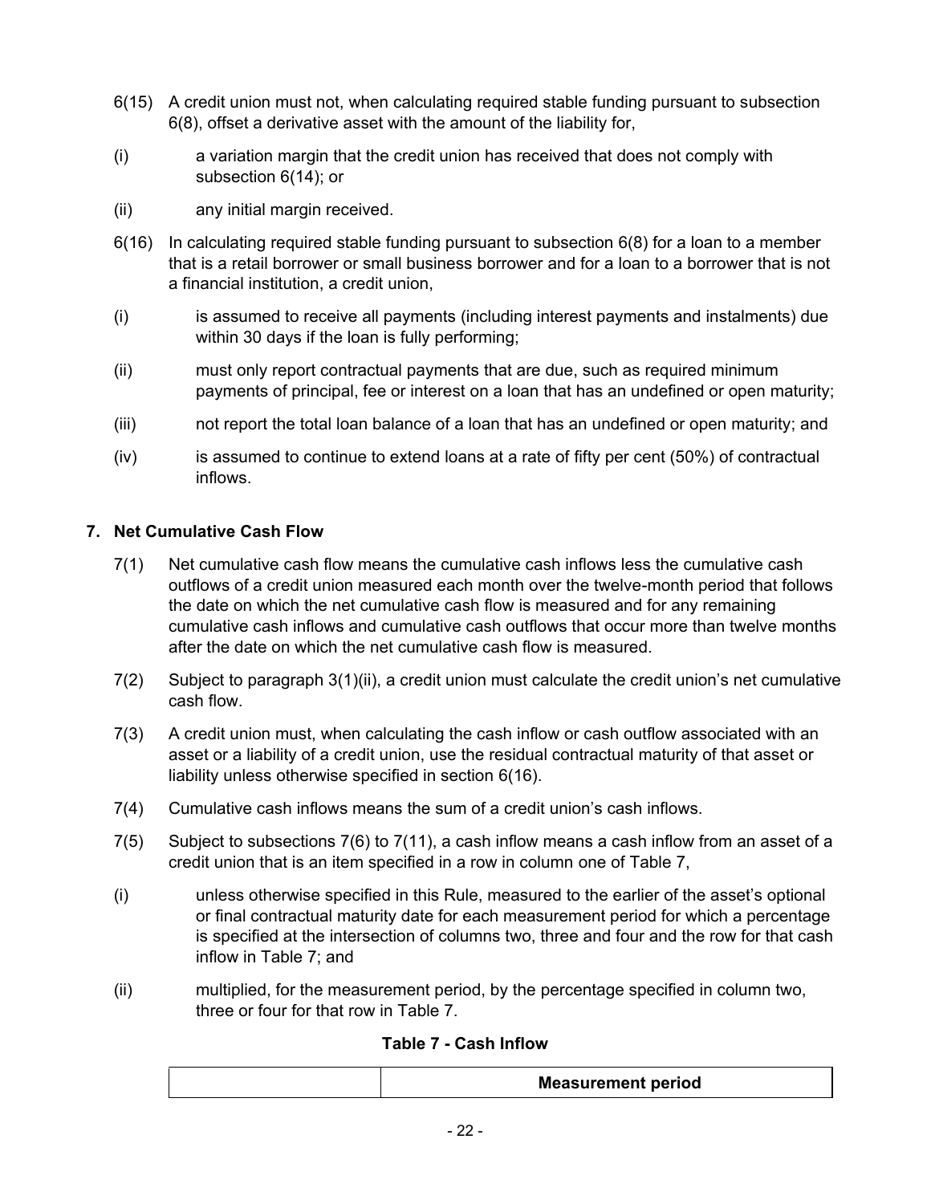6(15) A credit union must not, when calculating required stable funding pursuant to subsection 6(8), offset a derivative asset with the amount of the liability for,

(i) a variation margin that the credit union has received that does not comply with subsection 6(14); or

(ii) any initial margin received.

6(16) In calculating required stable funding pursuant to subsection 6(8) for a loan to a member that is a retail borrower or small business borrower and for a loan to a borrower that is not a financial institution, a credit union,

(i) is assumed to receive all payments (including interest payments and instalments) due within 30 days if the loan is fully performing;

(ii) must only report contractual payments that are due, such as required minimum payments of principal, fee or interest on a loan that has an undefined or open maturity;

(iii) not report the total loan balance of a loan that has an undefined or open maturity; and

(iv) is assumed to continue to extend loans at a rate of fifty per cent (50%) of contractual inflows.

## 7. Net Cumulative Cash Flow

7(1) Net cumulative cash flow means the cumulative cash inflows less the cumulative cash outflows of a credit union measured each month over the twelve-month period that follows the date on which the net cumulative cash flow is measured and for any remaining cumulative cash inflows and cumulative cash outflows that occur more than twelve months after the date on which the net cumulative cash flow is measured.

7(2) Subject to paragraph 3(1)(ii), a credit union must calculate the credit union's net cumulative cash flow.

7(3) A credit union must, when calculating the cash inflow or cash outflow associated with an asset or a liability of a credit union, use the residual contractual maturity of that asset or liability unless otherwise specified in section 6(16).

7(4) Cumulative cash inflows means the sum of a credit union's cash inflows.

7(5) Subject to subsections 7(6) to 7(11), a cash inflow means a cash inflow from an asset of a credit union that is an item specified in a row in column one of Table 7,

(i) unless otherwise specified in this Rule, measured to the earlier of the asset's optional or final contractual maturity date for each measurement period for which a percentage is specified at the intersection of columns two, three and four and the row for that cash inflow in Table 7; and

(ii) multiplied, for the measurement period, by the percentage specified in column two, three or four for that row in Table 7.

**Table 7 - Cash Inflow**

| | Measurement period |
|---|---|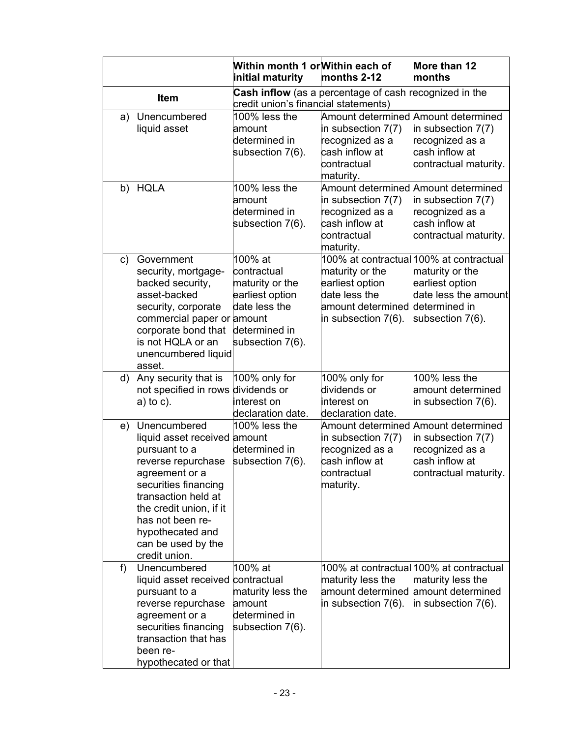| | Within month 1 or initial maturity | Within each of months 2-12 | More than 12 months |
|---|---|---|---|
| **Item** | **Cash inflow** (as a percentage of cash recognized in the credit union's financial statements) | | |
| a) Unencumbered liquid asset | 100% less the amount determined in subsection 7(6). | Amount determined in subsection 7(7) recognized as a cash inflow at contractual maturity. | Amount determined in subsection 7(7) recognized as a cash inflow at contractual maturity. |
| b) HQLA | 100% less the amount determined in subsection 7(6). | Amount determined in subsection 7(7) recognized as a cash inflow at contractual maturity. | Amount determined in subsection 7(7) recognized as a cash inflow at contractual maturity. |
| c) Government security, mortgage-backed security, asset-backed security, corporate commercial paper or corporate bond that is not HQLA or an unencumbered liquid asset. | 100% at contractual maturity or the earliest option date less the amount determined in subsection 7(6). | 100% at contractual maturity or the earliest option date less the amount determined in subsection 7(6). | 100% at contractual maturity or the earliest option date less the amount determined in subsection 7(6). |
| d) Any security that is not specified in rows a) to c). | 100% only for dividends or interest on declaration date. | 100% only for dividends or interest on declaration date. | 100% less the amount determined in subsection 7(6). |
| e) Unencumbered liquid asset received pursuant to a reverse repurchase agreement or a securities financing transaction held at the credit union, if it has not been re-hypothecated and can be used by the credit union. | 100% less the amount determined in subsection 7(6). | Amount determined in subsection 7(7) recognized as a cash inflow at contractual maturity. | Amount determined in subsection 7(7) recognized as a cash inflow at contractual maturity. |
| f) Unencumbered liquid asset received pursuant to a reverse repurchase agreement or a securities financing transaction that has been re-hypothecated or that | 100% at contractual maturity less the amount determined in subsection 7(6). | 100% at contractual maturity less the amount determined in subsection 7(6). | 100% at contractual maturity less the amount determined in subsection 7(6). |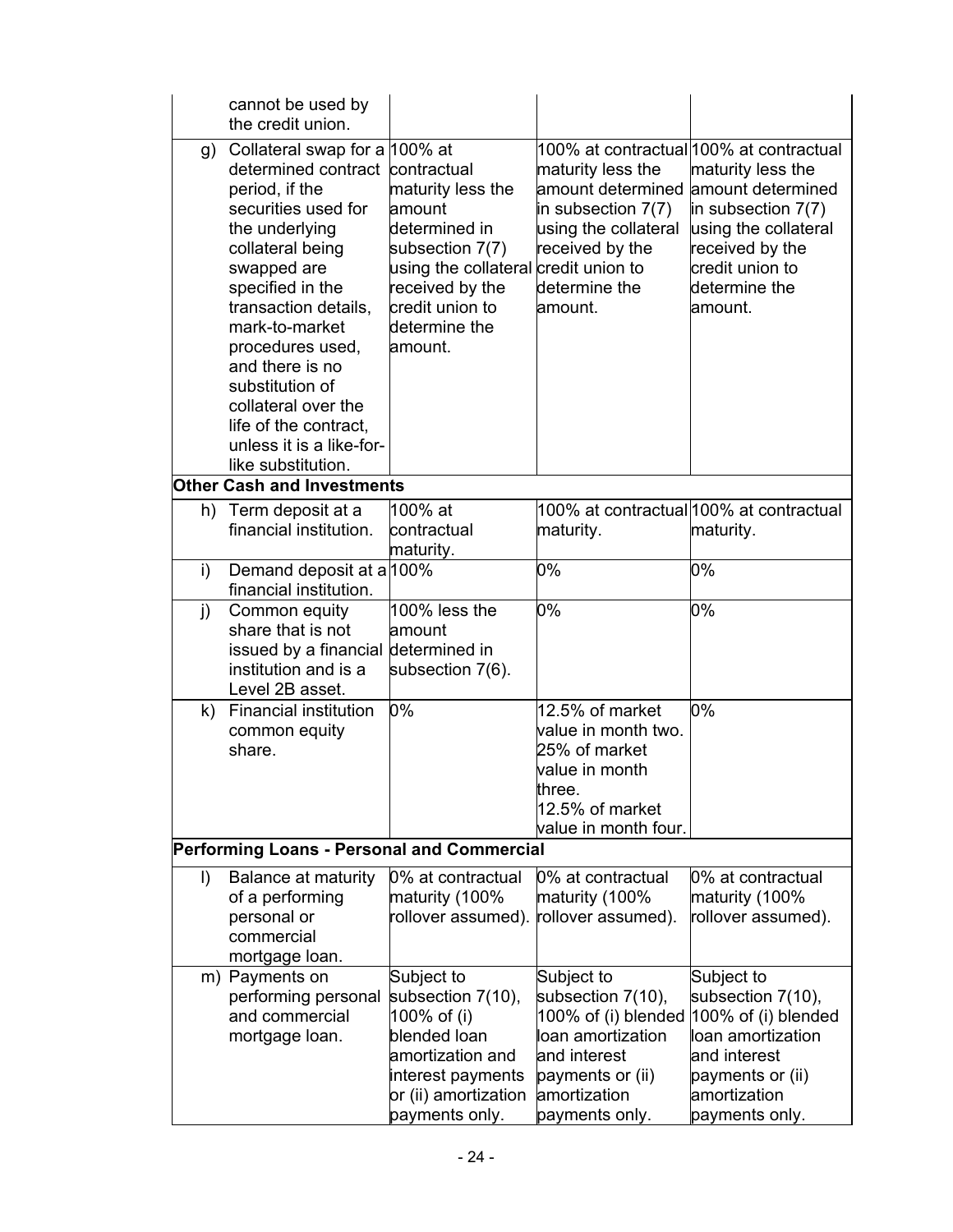|  |  |  |  |  |
|---|---|---|---|---|
|  | cannot be used by the credit union. |  |  |  |
| g) | Collateral swap for a determined contract period, if the securities used for the underlying collateral being swapped are specified in the transaction details, mark-to-market procedures used, and there is no substitution of collateral over the life of the contract, unless it is a like-for-like substitution. | 100% at contractual maturity less the amount determined in subsection 7(7) using the collateral received by the credit union to determine the amount. | 100% at contractual maturity less the amount determined in subsection 7(7) using the collateral received by the credit union to determine the amount. | 100% at contractual maturity less the amount determined in subsection 7(7) using the collateral received by the credit union to determine the amount. |
| **Other Cash and Investments** |  |  |  |  |
| h) | Term deposit at a financial institution. | 100% at contractual maturity. | 100% at contractual maturity. | 100% at contractual maturity. |
| i) | Demand deposit at a financial institution. | 100% | 0% | 0% |
| j) | Common equity share that is not issued by a financial institution and is a Level 2B asset. | 100% less the amount determined in subsection 7(6). | 0% | 0% |
| k) | Financial institution common equity share. | 0% | 12.5% of market value in month two. 25% of market value in month three. 12.5% of market value in month four. | 0% |
| **Performing Loans - Personal and Commercial** |  |  |  |  |
| l) | Balance at maturity of a performing personal or commercial mortgage loan. | 0% at contractual maturity (100% rollover assumed). | 0% at contractual maturity (100% rollover assumed). | 0% at contractual maturity (100% rollover assumed). |
| m) | Payments on performing personal and commercial mortgage loan. | Subject to subsection 7(10), 100% of (i) blended loan amortization and interest payments or (ii) amortization payments only. | Subject to subsection 7(10), 100% of (i) blended loan amortization and interest payments or (ii) amortization payments only. | Subject to subsection 7(10), 100% of (i) blended loan amortization and interest payments or (ii) amortization payments only. |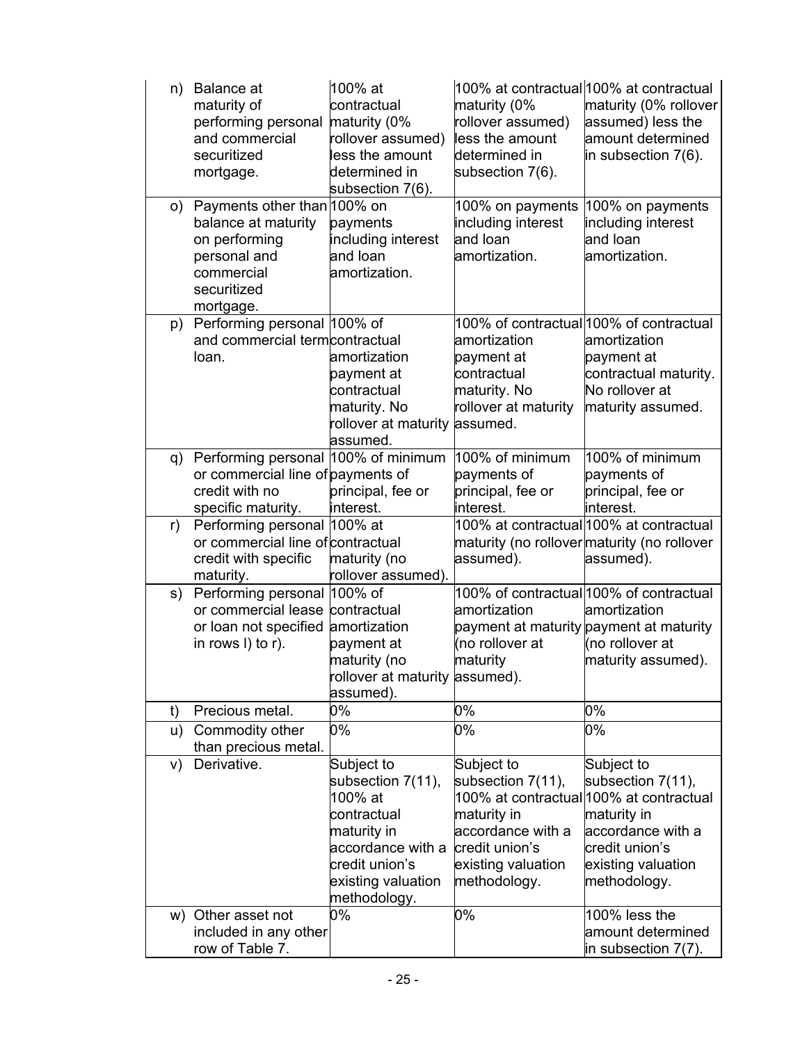| | | | | |
|---|---|---|---|---|
| n) | Balance at maturity of performing personal and commercial securitized mortgage. | 100% at contractual maturity (0% rollover assumed) less the amount determined in subsection 7(6). | 100% at contractual maturity (0% rollover assumed) less the amount determined in subsection 7(6). | 100% at contractual maturity (0% rollover assumed) less the amount determined in subsection 7(6). |
| o) | Payments other than balance at maturity on performing personal and commercial securitized mortgage. | 100% on payments including interest and loan amortization. | 100% on payments including interest and loan amortization. | 100% on payments including interest and loan amortization. |
| p) | Performing personal and commercial term loan. | 100% of contractual amortization payment at contractual maturity. No rollover at maturity assumed. | 100% of contractual amortization payment at contractual maturity. No rollover at maturity assumed. | 100% of contractual amortization payment at contractual maturity. No rollover at maturity assumed. |
| q) | Performing personal or commercial line of credit with no specific maturity. | 100% of minimum payments of principal, fee or interest. | 100% of minimum payments of principal, fee or interest. | 100% of minimum payments of principal, fee or interest. |
| r) | Performing personal or commercial line of credit with specific maturity. | 100% at contractual maturity (no rollover assumed). | 100% at contractual maturity (no rollover assumed). | 100% at contractual maturity (no rollover assumed). |
| s) | Performing personal or commercial lease or loan not specified in rows l) to r). | 100% of contractual amortization payment at maturity (no rollover at maturity assumed). | 100% of contractual amortization payment at maturity (no rollover at maturity assumed). | 100% of contractual amortization payment at maturity (no rollover at maturity assumed). |
| t) | Precious metal. | 0% | 0% | 0% |
| u) | Commodity other than precious metal. | 0% | 0% | 0% |
| v) | Derivative. | Subject to subsection 7(11), 100% at contractual maturity in accordance with a credit union's existing valuation methodology. | Subject to subsection 7(11), 100% at contractual maturity in accordance with a credit union's existing valuation methodology. | Subject to subsection 7(11), 100% at contractual maturity in accordance with a credit union's existing valuation methodology. |
| w) | Other asset not included in any other row of Table 7. | 0% | 0% | 100% less the amount determined in subsection 7(7). |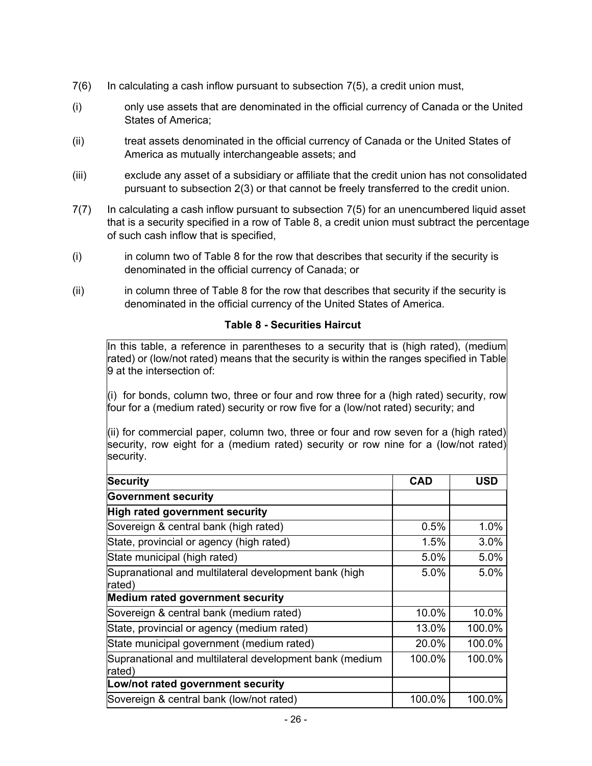7(6) In calculating a cash inflow pursuant to subsection 7(5), a credit union must,

(i) only use assets that are denominated in the official currency of Canada or the United States of America;

(ii) treat assets denominated in the official currency of Canada or the United States of America as mutually interchangeable assets; and

(iii) exclude any asset of a subsidiary or affiliate that the credit union has not consolidated pursuant to subsection 2(3) or that cannot be freely transferred to the credit union.

7(7) In calculating a cash inflow pursuant to subsection 7(5) for an unencumbered liquid asset that is a security specified in a row of Table 8, a credit union must subtract the percentage of such cash inflow that is specified,

(i) in column two of Table 8 for the row that describes that security if the security is denominated in the official currency of Canada; or

(ii) in column three of Table 8 for the row that describes that security if the security is denominated in the official currency of the United States of America.

**Table 8 - Securities Haircut**

In this table, a reference in parentheses to a security that is (high rated), (medium rated) or (low/not rated) means that the security is within the ranges specified in Table 9 at the intersection of:

(i) for bonds, column two, three or four and row three for a (high rated) security, row four for a (medium rated) security or row five for a (low/not rated) security; and

(ii) for commercial paper, column two, three or four and row seven for a (high rated) security, row eight for a (medium rated) security or row nine for a (low/not rated) security.

| Security | CAD | USD |
|---|---|---|
| **Government security** | | |
| **High rated government security** | | |
| Sovereign & central bank (high rated) | 0.5% | 1.0% |
| State, provincial or agency (high rated) | 1.5% | 3.0% |
| State municipal (high rated) | 5.0% | 5.0% |
| Supranational and multilateral development bank (high rated) | 5.0% | 5.0% |
| **Medium rated government security** | | |
| Sovereign & central bank (medium rated) | 10.0% | 10.0% |
| State, provincial or agency (medium rated) | 13.0% | 100.0% |
| State municipal government (medium rated) | 20.0% | 100.0% |
| Supranational and multilateral development bank (medium rated) | 100.0% | 100.0% |
| **Low/not rated government security** | | |
| Sovereign & central bank (low/not rated) | 100.0% | 100.0% |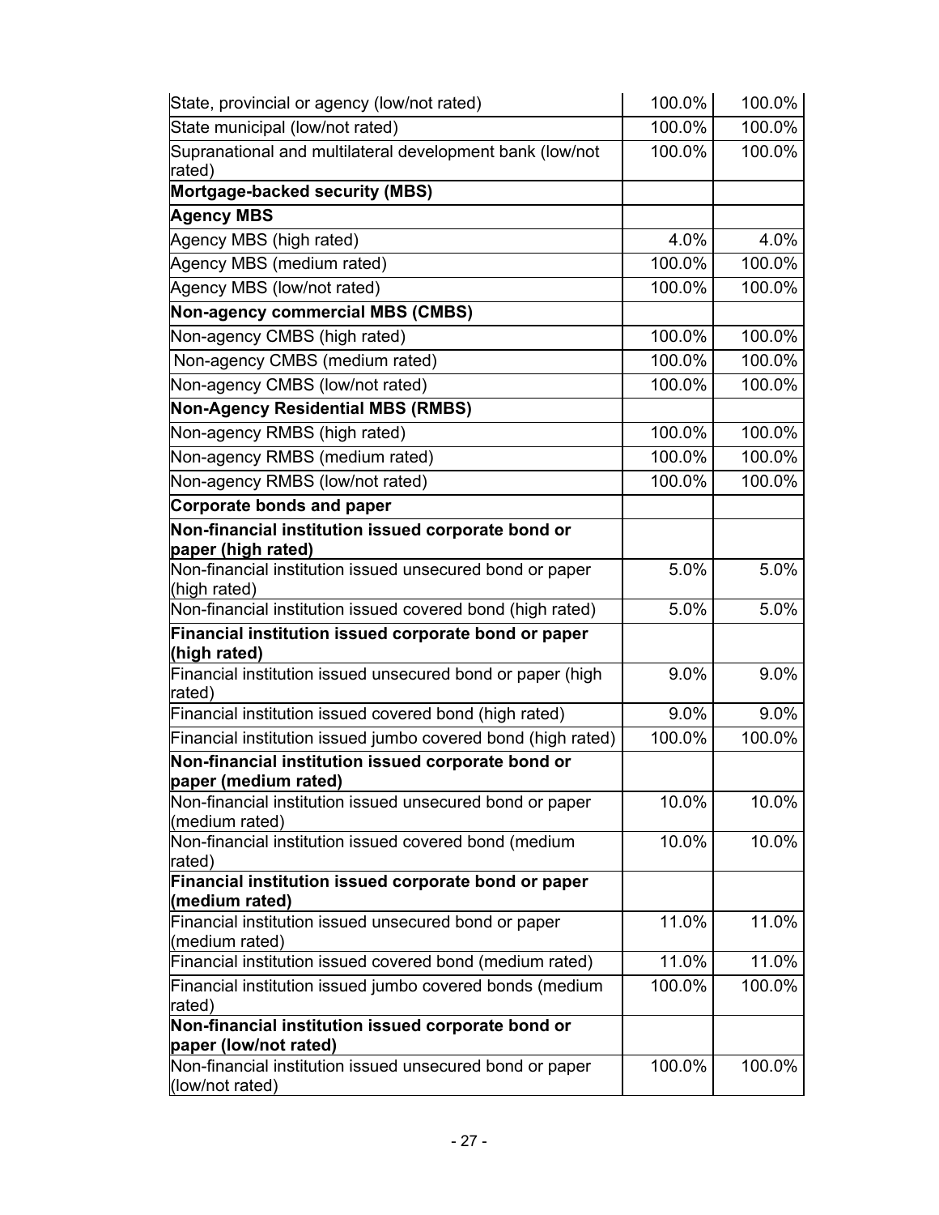| | | |
|---|---|---|
| State, provincial or agency (low/not rated) | 100.0% | 100.0% |
| State municipal (low/not rated) | 100.0% | 100.0% |
| Supranational and multilateral development bank (low/not rated) | 100.0% | 100.0% |
| **Mortgage-backed security (MBS)** | | |
| **Agency MBS** | | |
| Agency MBS (high rated) | 4.0% | 4.0% |
| Agency MBS (medium rated) | 100.0% | 100.0% |
| Agency MBS (low/not rated) | 100.0% | 100.0% |
| **Non-agency commercial MBS (CMBS)** | | |
| Non-agency CMBS (high rated) | 100.0% | 100.0% |
| Non-agency CMBS (medium rated) | 100.0% | 100.0% |
| Non-agency CMBS (low/not rated) | 100.0% | 100.0% |
| **Non-Agency Residential MBS (RMBS)** | | |
| Non-agency RMBS (high rated) | 100.0% | 100.0% |
| Non-agency RMBS (medium rated) | 100.0% | 100.0% |
| Non-agency RMBS (low/not rated) | 100.0% | 100.0% |
| **Corporate bonds and paper** | | |
| **Non-financial institution issued corporate bond or paper (high rated)** | | |
| Non-financial institution issued unsecured bond or paper (high rated) | 5.0% | 5.0% |
| Non-financial institution issued covered bond (high rated) | 5.0% | 5.0% |
| **Financial institution issued corporate bond or paper (high rated)** | | |
| Financial institution issued unsecured bond or paper (high rated) | 9.0% | 9.0% |
| Financial institution issued covered bond (high rated) | 9.0% | 9.0% |
| Financial institution issued jumbo covered bond (high rated) | 100.0% | 100.0% |
| **Non-financial institution issued corporate bond or paper (medium rated)** | | |
| Non-financial institution issued unsecured bond or paper (medium rated) | 10.0% | 10.0% |
| Non-financial institution issued covered bond (medium rated) | 10.0% | 10.0% |
| **Financial institution issued corporate bond or paper (medium rated)** | | |
| Financial institution issued unsecured bond or paper (medium rated) | 11.0% | 11.0% |
| Financial institution issued covered bond (medium rated) | 11.0% | 11.0% |
| Financial institution issued jumbo covered bonds (medium rated) | 100.0% | 100.0% |
| **Non-financial institution issued corporate bond or paper (low/not rated)** | | |
| Non-financial institution issued unsecured bond or paper (low/not rated) | 100.0% | 100.0% |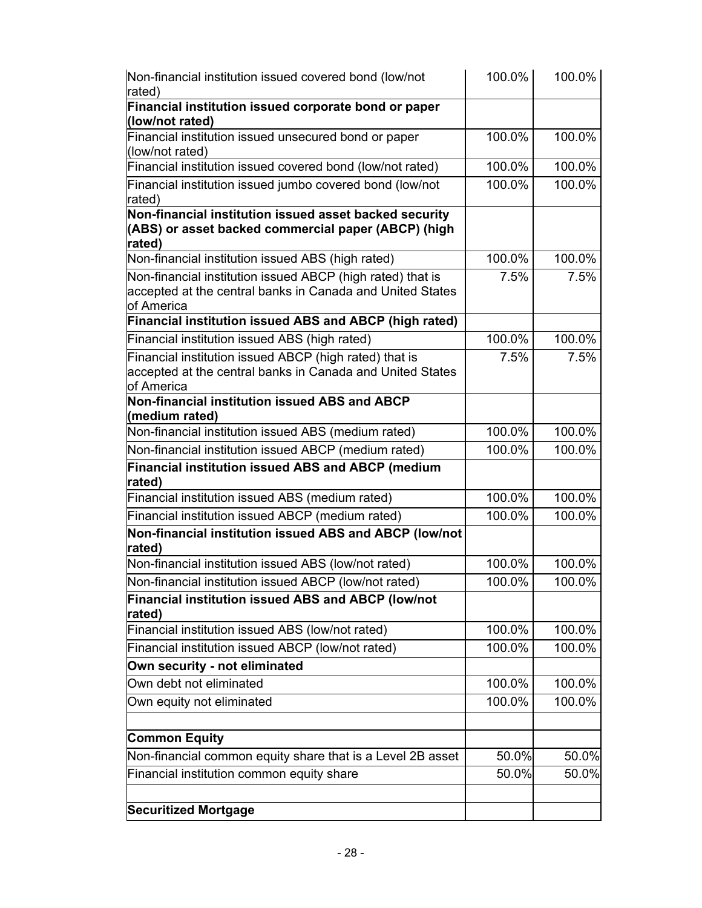| | | |
|---|---|---|
| Non-financial institution issued covered bond (low/not rated) | 100.0% | 100.0% |
| **Financial institution issued corporate bond or paper (low/not rated)** | | |
| Financial institution issued unsecured bond or paper (low/not rated) | 100.0% | 100.0% |
| Financial institution issued covered bond (low/not rated) | 100.0% | 100.0% |
| Financial institution issued jumbo covered bond (low/not rated) | 100.0% | 100.0% |
| **Non-financial institution issued asset backed security (ABS) or asset backed commercial paper (ABCP) (high rated)** | | |
| Non-financial institution issued ABS (high rated) | 100.0% | 100.0% |
| Non-financial institution issued ABCP (high rated) that is accepted at the central banks in Canada and United States of America | 7.5% | 7.5% |
| **Financial institution issued ABS and ABCP (high rated)** | | |
| Financial institution issued ABS (high rated) | 100.0% | 100.0% |
| Financial institution issued ABCP (high rated) that is accepted at the central banks in Canada and United States of America | 7.5% | 7.5% |
| **Non-financial institution issued ABS and ABCP (medium rated)** | | |
| Non-financial institution issued ABS (medium rated) | 100.0% | 100.0% |
| Non-financial institution issued ABCP (medium rated) | 100.0% | 100.0% |
| **Financial institution issued ABS and ABCP (medium rated)** | | |
| Financial institution issued ABS (medium rated) | 100.0% | 100.0% |
| Financial institution issued ABCP (medium rated) | 100.0% | 100.0% |
| **Non-financial institution issued ABS and ABCP (low/not rated)** | | |
| Non-financial institution issued ABS (low/not rated) | 100.0% | 100.0% |
| Non-financial institution issued ABCP (low/not rated) | 100.0% | 100.0% |
| **Financial institution issued ABS and ABCP (low/not rated)** | | |
| Financial institution issued ABS (low/not rated) | 100.0% | 100.0% |
| Financial institution issued ABCP (low/not rated) | 100.0% | 100.0% |
| **Own security - not eliminated** | | |
| Own debt not eliminated | 100.0% | 100.0% |
| Own equity not eliminated | 100.0% | 100.0% |
| | | |
| **Common Equity** | | |
| Non-financial common equity share that is a Level 2B asset | 50.0% | 50.0% |
| Financial institution common equity share | 50.0% | 50.0% |
| | | |
| **Securitized Mortgage** | | |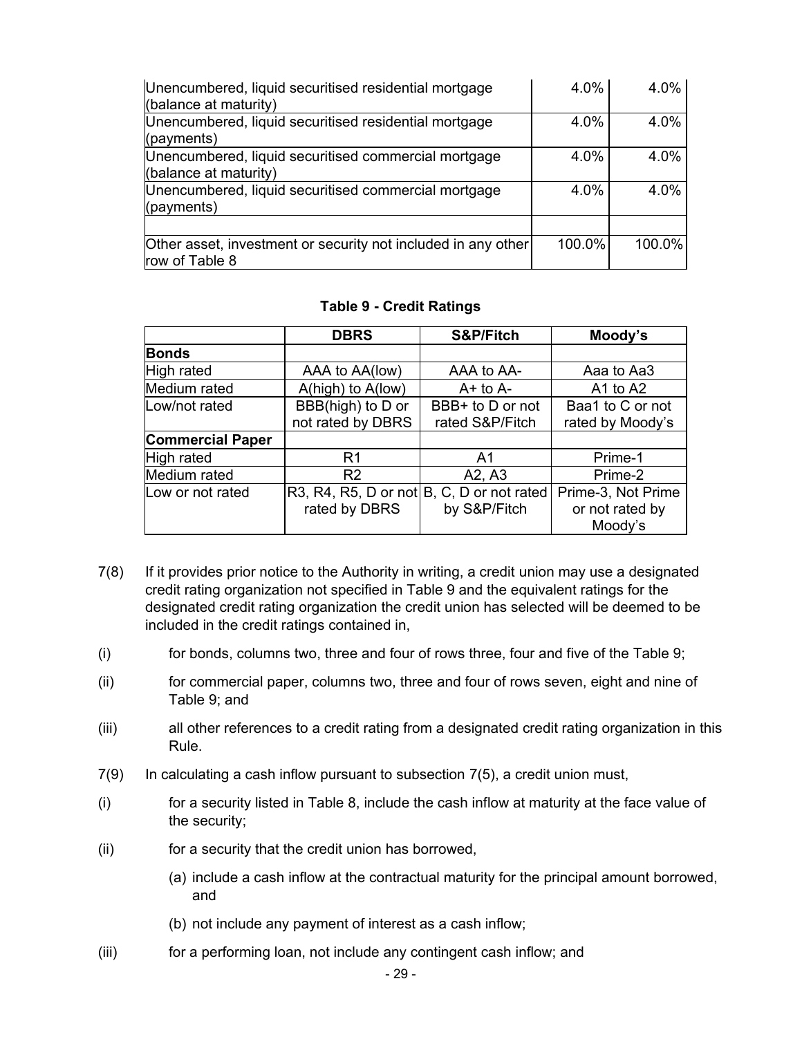| | | |
|---|---|---|
| Unencumbered, liquid securitised residential mortgage (balance at maturity) | 4.0% | 4.0% |
| Unencumbered, liquid securitised residential mortgage (payments) | 4.0% | 4.0% |
| Unencumbered, liquid securitised commercial mortgage (balance at maturity) | 4.0% | 4.0% |
| Unencumbered, liquid securitised commercial mortgage (payments) | 4.0% | 4.0% |
| | | |
| Other asset, investment or security not included in any other row of Table 8 | 100.0% | 100.0% |

**Table 9 - Credit Ratings**

| | DBRS | S&P/Fitch | Moody's |
|---|---|---|---|
| **Bonds** | | | |
| High rated | AAA to AA(low) | AAA to AA- | Aaa to Aa3 |
| Medium rated | A(high) to A(low) | A+ to A- | A1 to A2 |
| Low/not rated | BBB(high) to D or not rated by DBRS | BBB+ to D or not rated S&P/Fitch | Baa1 to C or not rated by Moody's |
| **Commercial Paper** | | | |
| High rated | R1 | A1 | Prime-1 |
| Medium rated | R2 | A2, A3 | Prime-2 |
| Low or not rated | R3, R4, R5, D or not rated by DBRS | B, C, D or not rated by S&P/Fitch | Prime-3, Not Prime or not rated by Moody's |

7(8) If it provides prior notice to the Authority in writing, a credit union may use a designated credit rating organization not specified in Table 9 and the equivalent ratings for the designated credit rating organization the credit union has selected will be deemed to be included in the credit ratings contained in,

(i) for bonds, columns two, three and four of rows three, four and five of the Table 9;

(ii) for commercial paper, columns two, three and four of rows seven, eight and nine of Table 9; and

(iii) all other references to a credit rating from a designated credit rating organization in this Rule.

7(9) In calculating a cash inflow pursuant to subsection 7(5), a credit union must,

(i) for a security listed in Table 8, include the cash inflow at maturity at the face value of the security;

(ii) for a security that the credit union has borrowed,

(a) include a cash inflow at the contractual maturity for the principal amount borrowed, and

(b) not include any payment of interest as a cash inflow;

(iii) for a performing loan, not include any contingent cash inflow; and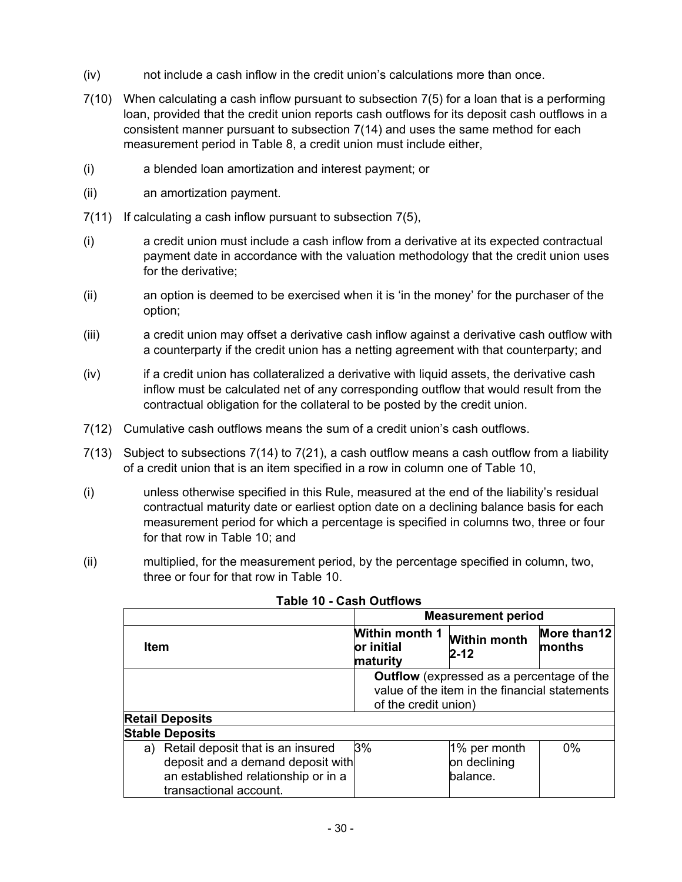(iv) not include a cash inflow in the credit union's calculations more than once.

7(10) When calculating a cash inflow pursuant to subsection 7(5) for a loan that is a performing loan, provided that the credit union reports cash outflows for its deposit cash outflows in a consistent manner pursuant to subsection 7(14) and uses the same method for each measurement period in Table 8, a credit union must include either,

(i) a blended loan amortization and interest payment; or

(ii) an amortization payment.

7(11) If calculating a cash inflow pursuant to subsection 7(5),

(i) a credit union must include a cash inflow from a derivative at its expected contractual payment date in accordance with the valuation methodology that the credit union uses for the derivative;

(ii) an option is deemed to be exercised when it is 'in the money' for the purchaser of the option;

(iii) a credit union may offset a derivative cash inflow against a derivative cash outflow with a counterparty if the credit union has a netting agreement with that counterparty; and

(iv) if a credit union has collateralized a derivative with liquid assets, the derivative cash inflow must be calculated net of any corresponding outflow that would result from the contractual obligation for the collateral to be posted by the credit union.

7(12) Cumulative cash outflows means the sum of a credit union's cash outflows.

7(13) Subject to subsections 7(14) to 7(21), a cash outflow means a cash outflow from a liability of a credit union that is an item specified in a row in column one of Table 10,

(i) unless otherwise specified in this Rule, measured at the end of the liability's residual contractual maturity date or earliest option date on a declining balance basis for each measurement period for which a percentage is specified in columns two, three or four for that row in Table 10; and

(ii) multiplied, for the measurement period, by the percentage specified in column, two, three or four for that row in Table 10.

**Table 10 - Cash Outflows**

| | **Measurement period** | | |
|---|---|---|---|
| **Item** | **Within month 1 or initial maturity** | **Within month 2-12** | **More than12 months** |
| | **Outflow** (expressed as a percentage of the value of the item in the financial statements of the credit union) | | |
| **Retail Deposits** | | | |
| **Stable Deposits** | | | |
| a) Retail deposit that is an insured deposit and a demand deposit with an established relationship or in a transactional account. | 3% | 1% per month on declining balance. | 0% |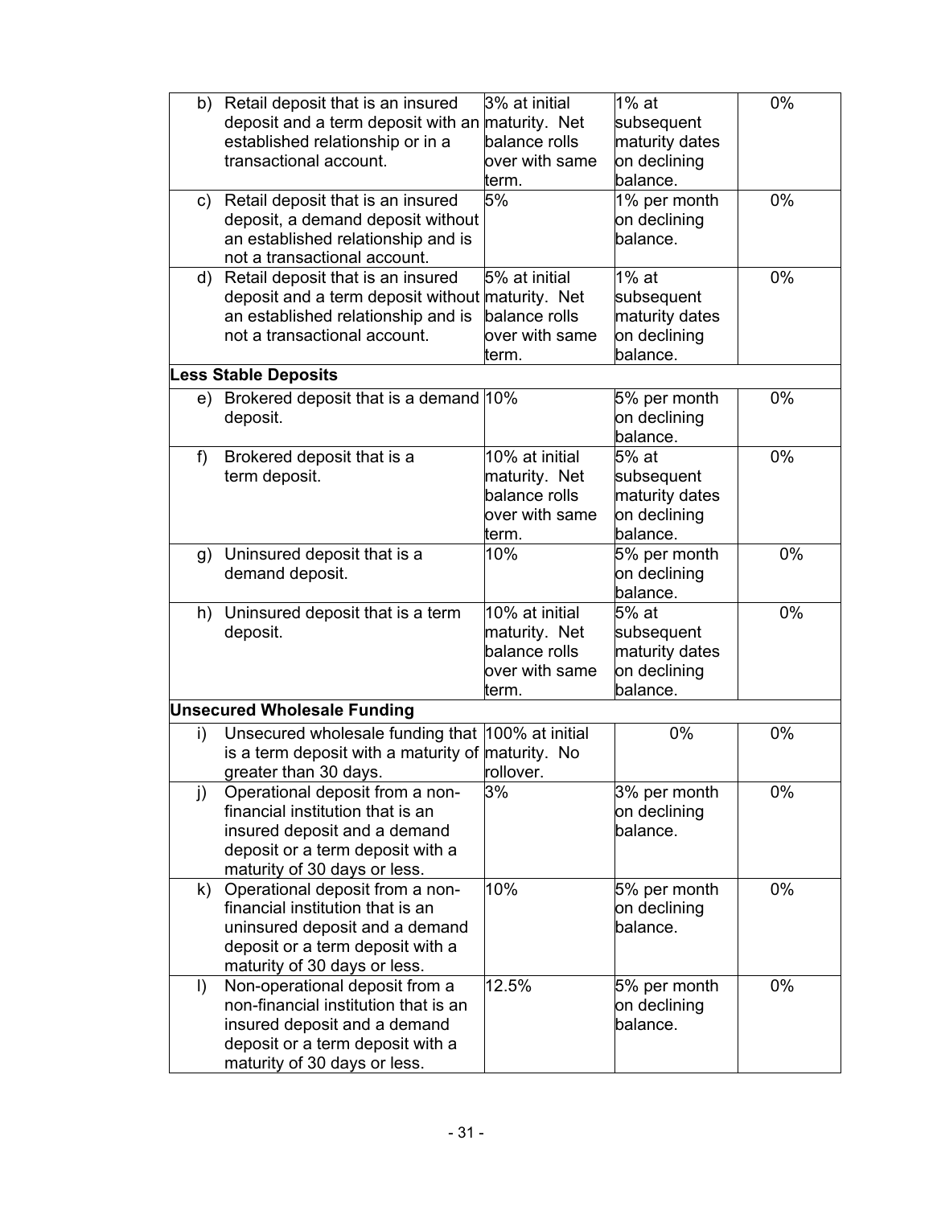| | | | |
|---|---|---|---|
| b) Retail deposit that is an insured deposit and a term deposit with an established relationship or in a transactional account. | 3% at initial maturity. Net balance rolls over with same term. | 1% at subsequent maturity dates on declining balance. | 0% |
| c) Retail deposit that is an insured deposit, a demand deposit without an established relationship and is not a transactional account. | 5% | 1% per month on declining balance. | 0% |
| d) Retail deposit that is an insured deposit and a term deposit without an established relationship and is not a transactional account. | 5% at initial maturity. Net balance rolls over with same term. | 1% at subsequent maturity dates on declining balance. | 0% |
| **Less Stable Deposits** | | | |
| e) Brokered deposit that is a demand deposit. | 10% | 5% per month on declining balance. | 0% |
| f) Brokered deposit that is a term deposit. | 10% at initial maturity. Net balance rolls over with same term. | 5% at subsequent maturity dates on declining balance. | 0% |
| g) Uninsured deposit that is a demand deposit. | 10% | 5% per month on declining balance. | 0% |
| h) Uninsured deposit that is a term deposit. | 10% at initial maturity. Net balance rolls over with same term. | 5% at subsequent maturity dates on declining balance. | 0% |
| **Unsecured Wholesale Funding** | | | |
| i) Unsecured wholesale funding that is a term deposit with a maturity of greater than 30 days. | 100% at initial maturity. No rollover. | 0% | 0% |
| j) Operational deposit from a non-financial institution that is an insured deposit and a demand deposit or a term deposit with a maturity of 30 days or less. | 3% | 3% per month on declining balance. | 0% |
| k) Operational deposit from a non-financial institution that is an uninsured deposit and a demand deposit or a term deposit with a maturity of 30 days or less. | 10% | 5% per month on declining balance. | 0% |
| l) Non-operational deposit from a non-financial institution that is an insured deposit and a demand deposit or a term deposit with a maturity of 30 days or less. | 12.5% | 5% per month on declining balance. | 0% |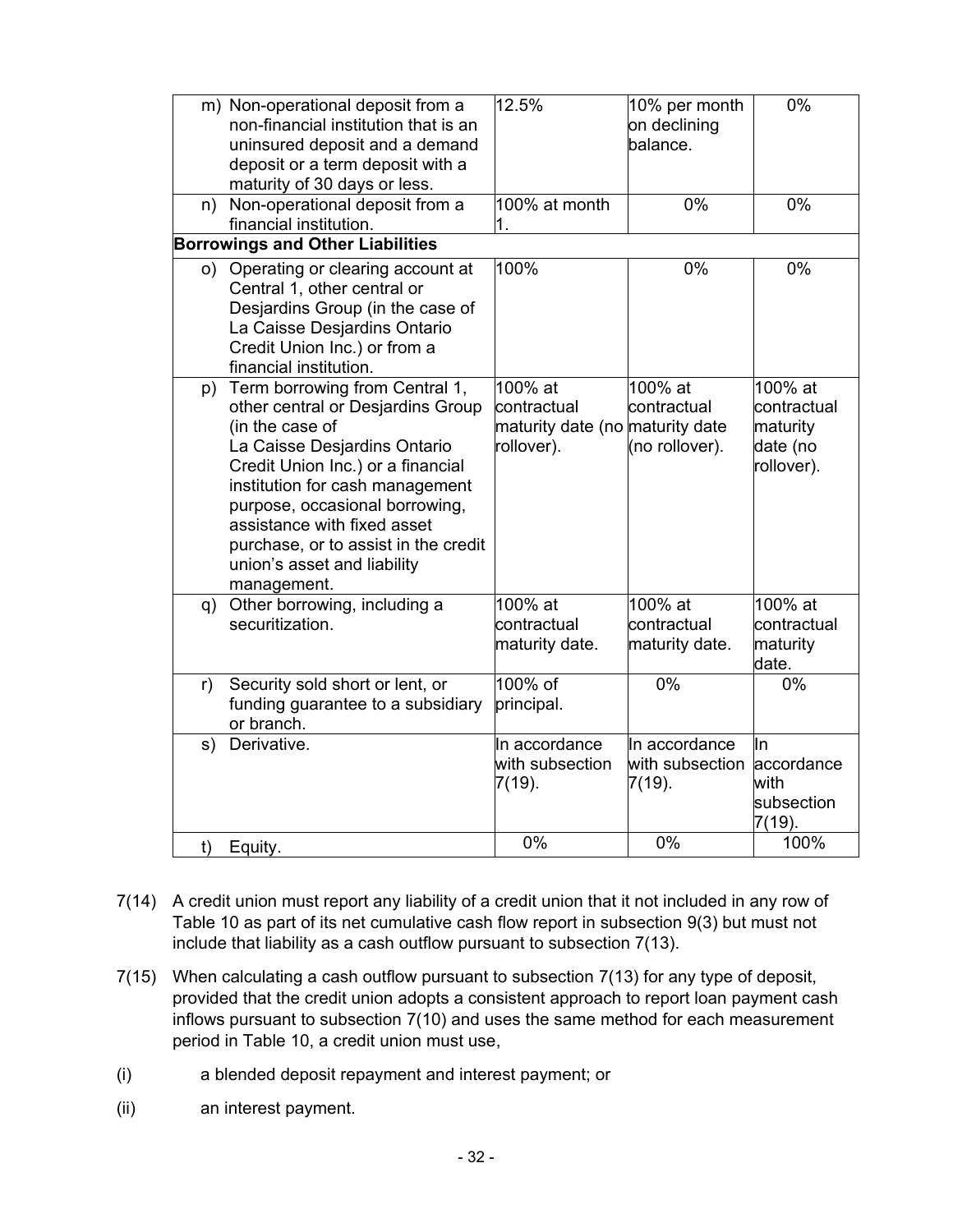| | | | |
|---|---|---|---|
| m) Non-operational deposit from a non-financial institution that is an uninsured deposit and a demand deposit or a term deposit with a maturity of 30 days or less. | 12.5% | 10% per month on declining balance. | 0% |
| n) Non-operational deposit from a financial institution. | 100% at month 1. | 0% | 0% |
| **Borrowings and Other Liabilities** | | | |
| o) Operating or clearing account at Central 1, other central or Desjardins Group (in the case of La Caisse Desjardins Ontario Credit Union Inc.) or from a financial institution. | 100% | 0% | 0% |
| p) Term borrowing from Central 1, other central or Desjardins Group (in the case of La Caisse Desjardins Ontario Credit Union Inc.) or a financial institution for cash management purpose, occasional borrowing, assistance with fixed asset purchase, or to assist in the credit union's asset and liability management. | 100% at contractual maturity date (no rollover). | 100% at contractual maturity date (no rollover). | 100% at contractual maturity date (no rollover). |
| q) Other borrowing, including a securitization. | 100% at contractual maturity date. | 100% at contractual maturity date. | 100% at contractual maturity date. |
| r) Security sold short or lent, or funding guarantee to a subsidiary or branch. | 100% of principal. | 0% | 0% |
| s) Derivative. | In accordance with subsection 7(19). | In accordance with subsection 7(19). | In accordance with subsection 7(19). |
| t) Equity. | 0% | 0% | 100% |

7(14) A credit union must report any liability of a credit union that it not included in any row of Table 10 as part of its net cumulative cash flow report in subsection 9(3) but must not include that liability as a cash outflow pursuant to subsection 7(13).

7(15) When calculating a cash outflow pursuant to subsection 7(13) for any type of deposit, provided that the credit union adopts a consistent approach to report loan payment cash inflows pursuant to subsection 7(10) and uses the same method for each measurement period in Table 10, a credit union must use,

(i) a blended deposit repayment and interest payment; or

(ii) an interest payment.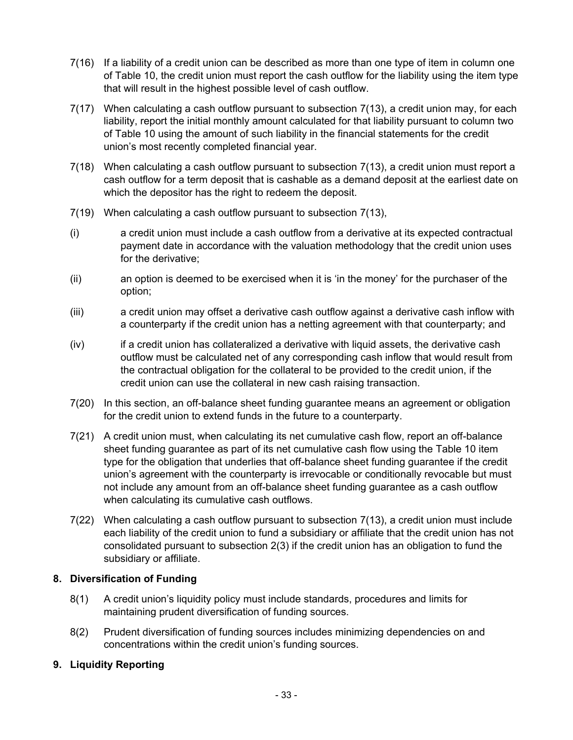7(16) If a liability of a credit union can be described as more than one type of item in column one of Table 10, the credit union must report the cash outflow for the liability using the item type that will result in the highest possible level of cash outflow.

7(17) When calculating a cash outflow pursuant to subsection 7(13), a credit union may, for each liability, report the initial monthly amount calculated for that liability pursuant to column two of Table 10 using the amount of such liability in the financial statements for the credit union's most recently completed financial year.

7(18) When calculating a cash outflow pursuant to subsection 7(13), a credit union must report a cash outflow for a term deposit that is cashable as a demand deposit at the earliest date on which the depositor has the right to redeem the deposit.

7(19) When calculating a cash outflow pursuant to subsection 7(13),

(i) a credit union must include a cash outflow from a derivative at its expected contractual payment date in accordance with the valuation methodology that the credit union uses for the derivative;

(ii) an option is deemed to be exercised when it is 'in the money' for the purchaser of the option;

(iii) a credit union may offset a derivative cash outflow against a derivative cash inflow with a counterparty if the credit union has a netting agreement with that counterparty; and

(iv) if a credit union has collateralized a derivative with liquid assets, the derivative cash outflow must be calculated net of any corresponding cash inflow that would result from the contractual obligation for the collateral to be provided to the credit union, if the credit union can use the collateral in new cash raising transaction.

7(20) In this section, an off-balance sheet funding guarantee means an agreement or obligation for the credit union to extend funds in the future to a counterparty.

7(21) A credit union must, when calculating its net cumulative cash flow, report an off-balance sheet funding guarantee as part of its net cumulative cash flow using the Table 10 item type for the obligation that underlies that off-balance sheet funding guarantee if the credit union's agreement with the counterparty is irrevocable or conditionally revocable but must not include any amount from an off-balance sheet funding guarantee as a cash outflow when calculating its cumulative cash outflows.

7(22) When calculating a cash outflow pursuant to subsection 7(13), a credit union must include each liability of the credit union to fund a subsidiary or affiliate that the credit union has not consolidated pursuant to subsection 2(3) if the credit union has an obligation to fund the subsidiary or affiliate.

## 8. Diversification of Funding

8(1) A credit union's liquidity policy must include standards, procedures and limits for maintaining prudent diversification of funding sources.

8(2) Prudent diversification of funding sources includes minimizing dependencies on and concentrations within the credit union's funding sources.

## 9. Liquidity Reporting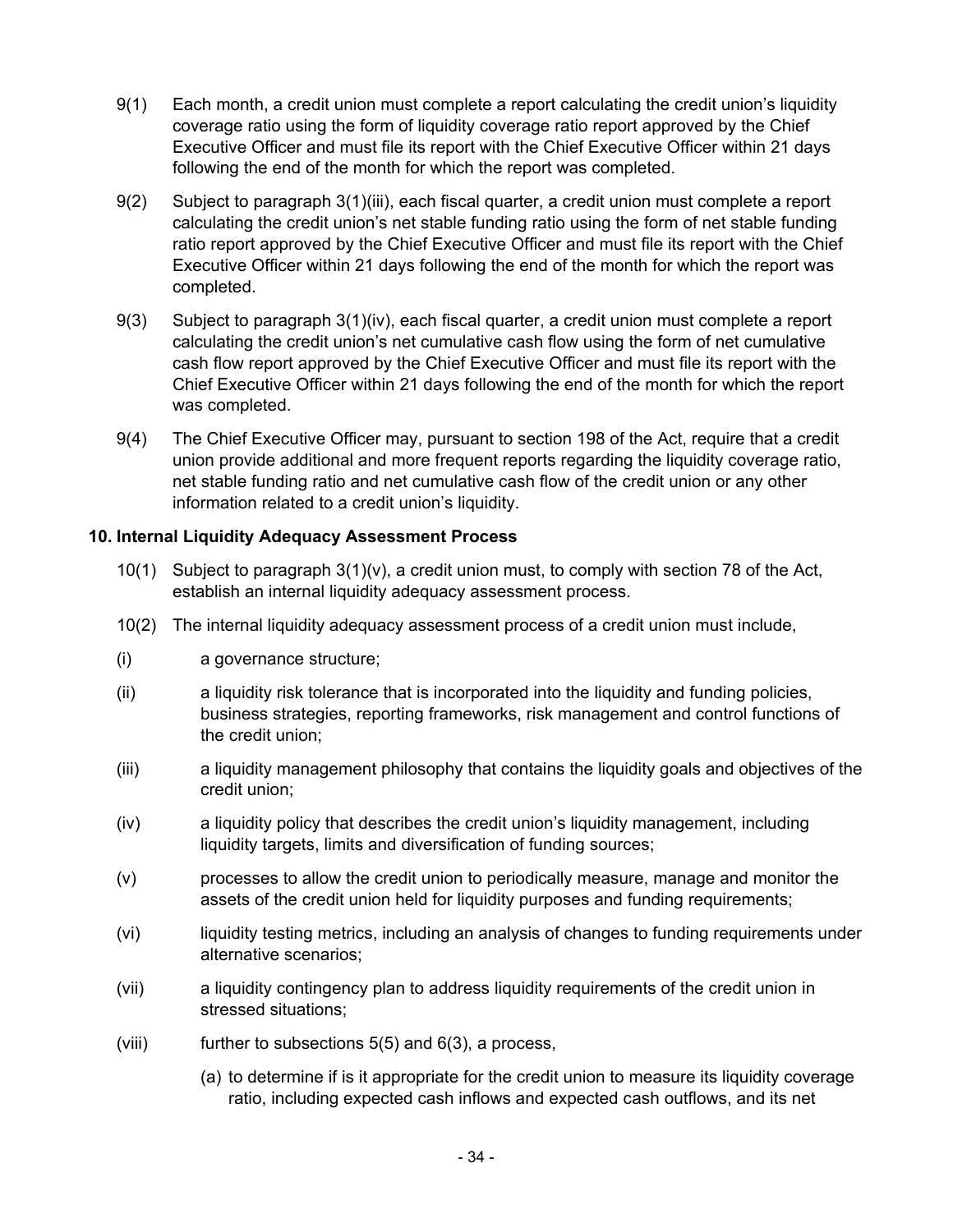9(1) Each month, a credit union must complete a report calculating the credit union's liquidity coverage ratio using the form of liquidity coverage ratio report approved by the Chief Executive Officer and must file its report with the Chief Executive Officer within 21 days following the end of the month for which the report was completed.

9(2) Subject to paragraph 3(1)(iii), each fiscal quarter, a credit union must complete a report calculating the credit union's net stable funding ratio using the form of net stable funding ratio report approved by the Chief Executive Officer and must file its report with the Chief Executive Officer within 21 days following the end of the month for which the report was completed.

9(3) Subject to paragraph 3(1)(iv), each fiscal quarter, a credit union must complete a report calculating the credit union's net cumulative cash flow using the form of net cumulative cash flow report approved by the Chief Executive Officer and must file its report with the Chief Executive Officer within 21 days following the end of the month for which the report was completed.

9(4) The Chief Executive Officer may, pursuant to section 198 of the Act, require that a credit union provide additional and more frequent reports regarding the liquidity coverage ratio, net stable funding ratio and net cumulative cash flow of the credit union or any other information related to a credit union's liquidity.

**10. Internal Liquidity Adequacy Assessment Process**

10(1) Subject to paragraph 3(1)(v), a credit union must, to comply with section 78 of the Act, establish an internal liquidity adequacy assessment process.

10(2) The internal liquidity adequacy assessment process of a credit union must include,

(i) a governance structure;

(ii) a liquidity risk tolerance that is incorporated into the liquidity and funding policies, business strategies, reporting frameworks, risk management and control functions of the credit union;

(iii) a liquidity management philosophy that contains the liquidity goals and objectives of the credit union;

(iv) a liquidity policy that describes the credit union's liquidity management, including liquidity targets, limits and diversification of funding sources;

(v) processes to allow the credit union to periodically measure, manage and monitor the assets of the credit union held for liquidity purposes and funding requirements;

(vi) liquidity testing metrics, including an analysis of changes to funding requirements under alternative scenarios;

(vii) a liquidity contingency plan to address liquidity requirements of the credit union in stressed situations;

(viii) further to subsections 5(5) and 6(3), a process,

(a) to determine if is it appropriate for the credit union to measure its liquidity coverage ratio, including expected cash inflows and expected cash outflows, and its net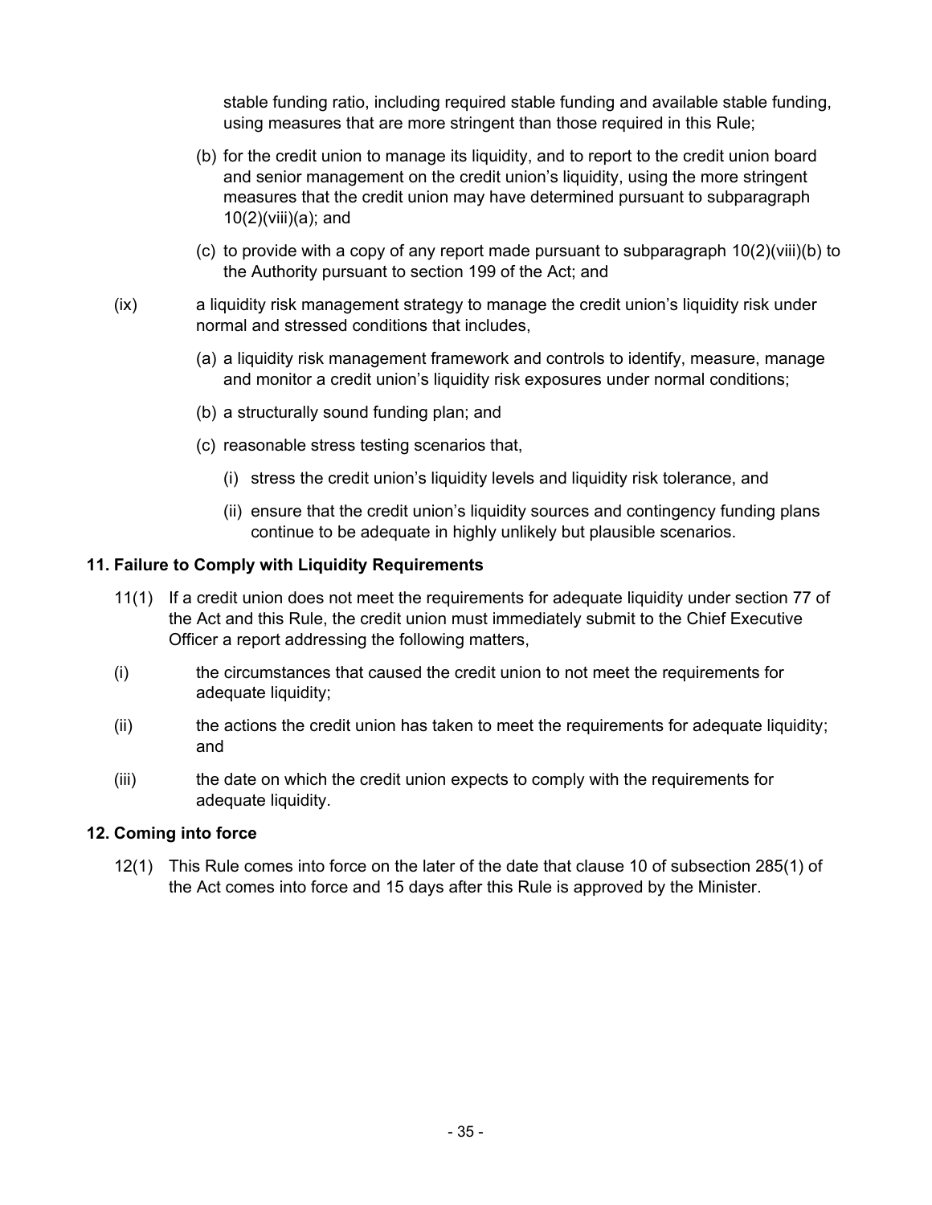stable funding ratio, including required stable funding and available stable funding, using measures that are more stringent than those required in this Rule;

(b) for the credit union to manage its liquidity, and to report to the credit union board and senior management on the credit union's liquidity, using the more stringent measures that the credit union may have determined pursuant to subparagraph 10(2)(viii)(a); and

(c) to provide with a copy of any report made pursuant to subparagraph 10(2)(viii)(b) to the Authority pursuant to section 199 of the Act; and

(ix) a liquidity risk management strategy to manage the credit union's liquidity risk under normal and stressed conditions that includes,

(a) a liquidity risk management framework and controls to identify, measure, manage and monitor a credit union's liquidity risk exposures under normal conditions;

(b) a structurally sound funding plan; and

(c) reasonable stress testing scenarios that,

(i) stress the credit union's liquidity levels and liquidity risk tolerance, and

(ii) ensure that the credit union's liquidity sources and contingency funding plans continue to be adequate in highly unlikely but plausible scenarios.

**11. Failure to Comply with Liquidity Requirements**

11(1) If a credit union does not meet the requirements for adequate liquidity under section 77 of the Act and this Rule, the credit union must immediately submit to the Chief Executive Officer a report addressing the following matters,

(i) the circumstances that caused the credit union to not meet the requirements for adequate liquidity;

(ii) the actions the credit union has taken to meet the requirements for adequate liquidity; and

(iii) the date on which the credit union expects to comply with the requirements for adequate liquidity.

**12. Coming into force**

12(1) This Rule comes into force on the later of the date that clause 10 of subsection 285(1) of the Act comes into force and 15 days after this Rule is approved by the Minister.